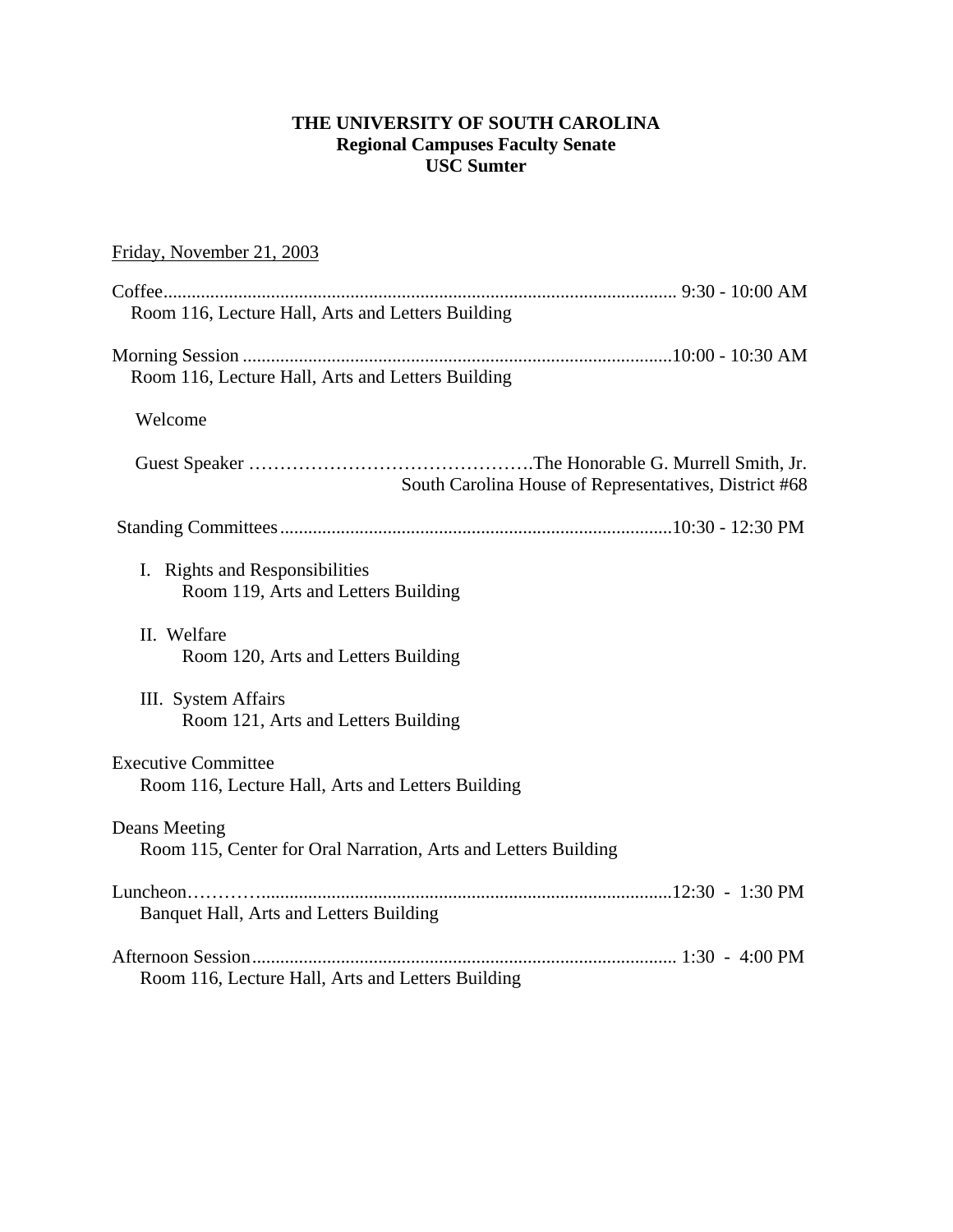# THE UNIVERSITY OF SOUTH CAROLINA
## Regional Campuses Faculty Senate
## USC Sumter

Friday, November 21, 2003

Coffee............................................................................................................. 9:30 - 10:00 AM
Room 116, Lecture Hall, Arts and Letters Building

Morning Session ...........................................................................................10:00 - 10:30 AM
Room 116, Lecture Hall, Arts and Letters Building

Welcome

Guest Speaker ……………………………………….The Honorable G. Murrell Smith, Jr.
South Carolina House of Representatives, District #68

Standing Committees....................................................................................10:30 - 12:30 PM

I. Rights and Responsibilities
Room 119, Arts and Letters Building

II. Welfare
Room 120, Arts and Letters Building

III. System Affairs
Room 121, Arts and Letters Building

Executive Committee
Room 116, Lecture Hall, Arts and Letters Building

Deans Meeting
Room 115, Center for Oral Narration, Arts and Letters Building

Luncheon……….........................................................................................12:30 - 1:30 PM
Banquet Hall, Arts and Letters Building

Afternoon Session.......................................................................................... 1:30 - 4:00 PM
Room 116, Lecture Hall, Arts and Letters Building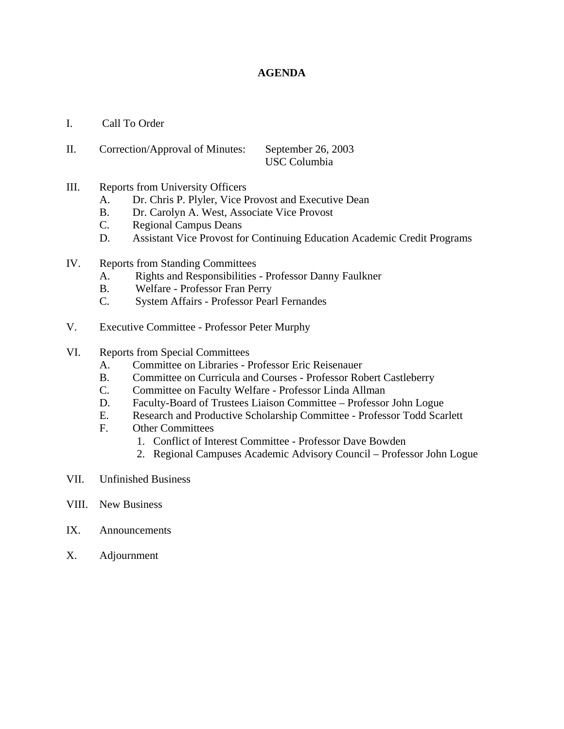# AGENDA

I. Call To Order

II. Correction/Approval of Minutes: September 26, 2003
USC Columbia

III. Reports from University Officers
   - A. Dr. Chris P. Plyler, Vice Provost and Executive Dean
   - B. Dr. Carolyn A. West, Associate Vice Provost
   - C. Regional Campus Deans
   - D. Assistant Vice Provost for Continuing Education Academic Credit Programs

IV. Reports from Standing Committees
   - A. Rights and Responsibilities - Professor Danny Faulkner
   - B. Welfare - Professor Fran Perry
   - C. System Affairs - Professor Pearl Fernandes

V. Executive Committee - Professor Peter Murphy

VI. Reports from Special Committees
   - A. Committee on Libraries - Professor Eric Reisenauer
   - B. Committee on Curricula and Courses - Professor Robert Castleberry
   - C. Committee on Faculty Welfare - Professor Linda Allman
   - D. Faculty-Board of Trustees Liaison Committee – Professor John Logue
   - E. Research and Productive Scholarship Committee - Professor Todd Scarlett
   - F. Other Committees
     1. Conflict of Interest Committee - Professor Dave Bowden
     2. Regional Campuses Academic Advisory Council – Professor John Logue

VII. Unfinished Business

VIII. New Business

IX. Announcements

X. Adjournment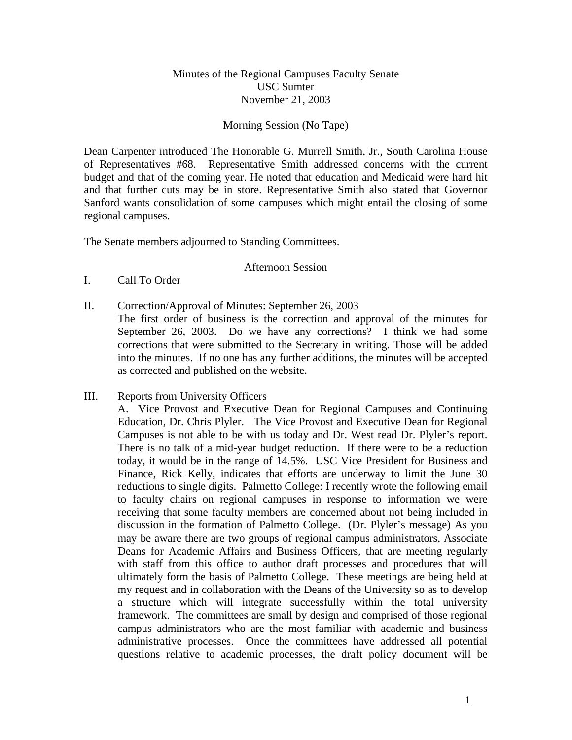Minutes of the Regional Campuses Faculty Senate
USC Sumter
November 21, 2003

Morning Session (No Tape)

Dean Carpenter introduced The Honorable G. Murrell Smith, Jr., South Carolina House of Representatives #68. Representative Smith addressed concerns with the current budget and that of the coming year. He noted that education and Medicaid were hard hit and that further cuts may be in store. Representative Smith also stated that Governor Sanford wants consolidation of some campuses which might entail the closing of some regional campuses.

The Senate members adjourned to Standing Committees.

Afternoon Session

I. Call To Order

II. Correction/Approval of Minutes: September 26, 2003

The first order of business is the correction and approval of the minutes for September 26, 2003. Do we have any corrections? I think we had some corrections that were submitted to the Secretary in writing. Those will be added into the minutes. If no one has any further additions, the minutes will be accepted as corrected and published on the website.

III. Reports from University Officers

A. Vice Provost and Executive Dean for Regional Campuses and Continuing Education, Dr. Chris Plyler. The Vice Provost and Executive Dean for Regional Campuses is not able to be with us today and Dr. West read Dr. Plyler's report. There is no talk of a mid-year budget reduction. If there were to be a reduction today, it would be in the range of 14.5%. USC Vice President for Business and Finance, Rick Kelly, indicates that efforts are underway to limit the June 30 reductions to single digits. Palmetto College: I recently wrote the following email to faculty chairs on regional campuses in response to information we were receiving that some faculty members are concerned about not being included in discussion in the formation of Palmetto College. (Dr. Plyler's message) As you may be aware there are two groups of regional campus administrators, Associate Deans for Academic Affairs and Business Officers, that are meeting regularly with staff from this office to author draft processes and procedures that will ultimately form the basis of Palmetto College. These meetings are being held at my request and in collaboration with the Deans of the University so as to develop a structure which will integrate successfully within the total university framework. The committees are small by design and comprised of those regional campus administrators who are the most familiar with academic and business administrative processes. Once the committees have addressed all potential questions relative to academic processes, the draft policy document will be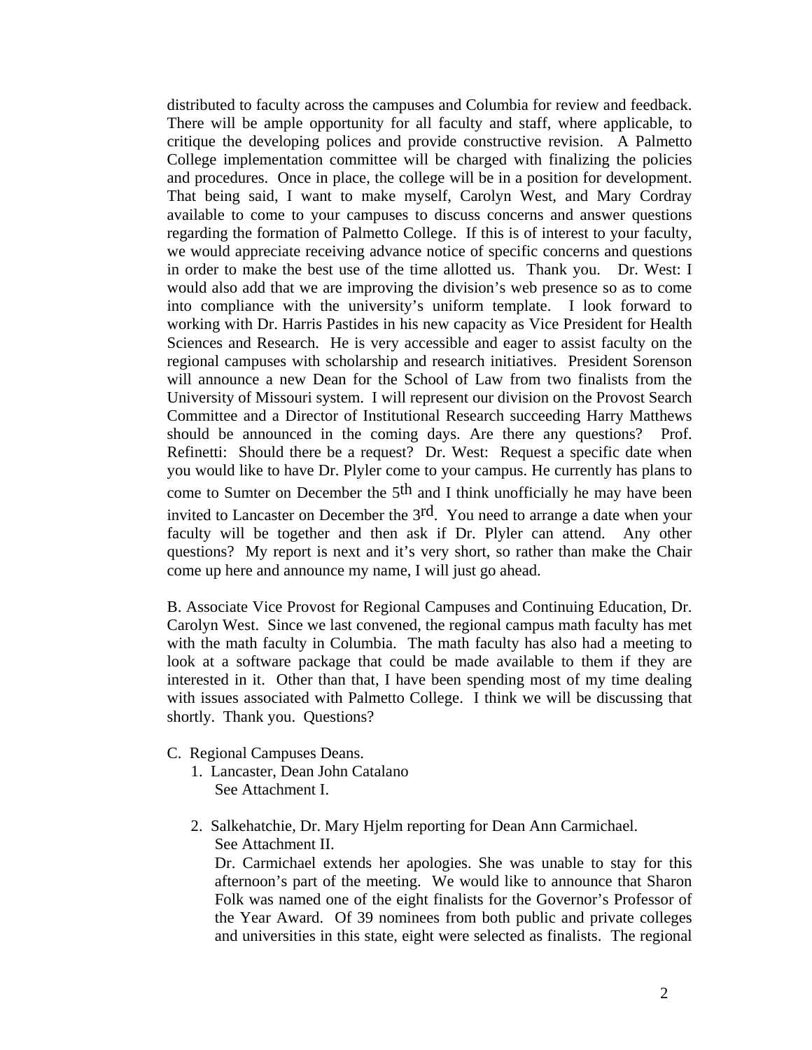distributed to faculty across the campuses and Columbia for review and feedback. There will be ample opportunity for all faculty and staff, where applicable, to critique the developing polices and provide constructive revision. A Palmetto College implementation committee will be charged with finalizing the policies and procedures. Once in place, the college will be in a position for development. That being said, I want to make myself, Carolyn West, and Mary Cordray available to come to your campuses to discuss concerns and answer questions regarding the formation of Palmetto College. If this is of interest to your faculty, we would appreciate receiving advance notice of specific concerns and questions in order to make the best use of the time allotted us. Thank you. Dr. West: I would also add that we are improving the division's web presence so as to come into compliance with the university's uniform template. I look forward to working with Dr. Harris Pastides in his new capacity as Vice President for Health Sciences and Research. He is very accessible and eager to assist faculty on the regional campuses with scholarship and research initiatives. President Sorenson will announce a new Dean for the School of Law from two finalists from the University of Missouri system. I will represent our division on the Provost Search Committee and a Director of Institutional Research succeeding Harry Matthews should be announced in the coming days. Are there any questions? Prof. Refinetti: Should there be a request? Dr. West: Request a specific date when you would like to have Dr. Plyler come to your campus. He currently has plans to come to Sumter on December the 5th and I think unofficially he may have been invited to Lancaster on December the 3rd. You need to arrange a date when your faculty will be together and then ask if Dr. Plyler can attend. Any other questions? My report is next and it's very short, so rather than make the Chair come up here and announce my name, I will just go ahead.

B. Associate Vice Provost for Regional Campuses and Continuing Education, Dr. Carolyn West. Since we last convened, the regional campus math faculty has met with the math faculty in Columbia. The math faculty has also had a meeting to look at a software package that could be made available to them if they are interested in it. Other than that, I have been spending most of my time dealing with issues associated with Palmetto College. I think we will be discussing that shortly. Thank you. Questions?

C. Regional Campuses Deans.

1. Lancaster, Dean John Catalano
   See Attachment I.

2. Salkehatchie, Dr. Mary Hjelm reporting for Dean Ann Carmichael.
   See Attachment II.
   Dr. Carmichael extends her apologies. She was unable to stay for this afternoon's part of the meeting. We would like to announce that Sharon Folk was named one of the eight finalists for the Governor's Professor of the Year Award. Of 39 nominees from both public and private colleges and universities in this state, eight were selected as finalists. The regional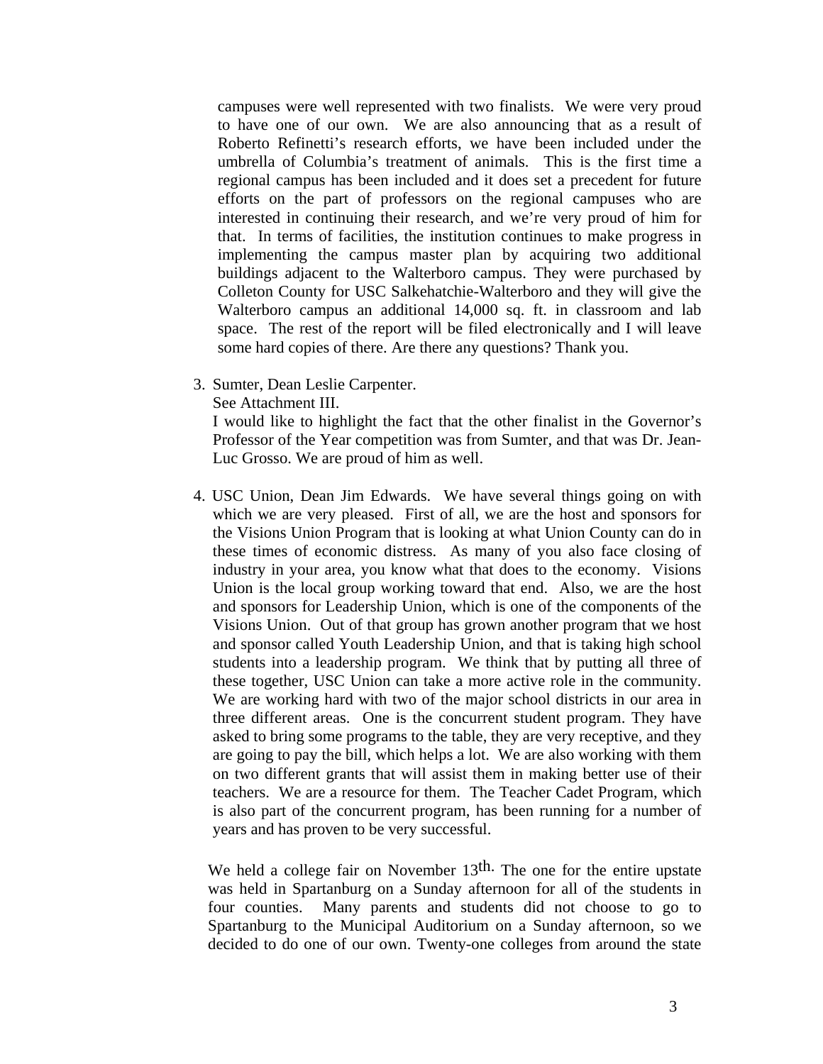campuses were well represented with two finalists. We were very proud to have one of our own. We are also announcing that as a result of Roberto Refinetti's research efforts, we have been included under the umbrella of Columbia's treatment of animals. This is the first time a regional campus has been included and it does set a precedent for future efforts on the part of professors on the regional campuses who are interested in continuing their research, and we're very proud of him for that. In terms of facilities, the institution continues to make progress in implementing the campus master plan by acquiring two additional buildings adjacent to the Walterboro campus. They were purchased by Colleton County for USC Salkehatchie-Walterboro and they will give the Walterboro campus an additional 14,000 sq. ft. in classroom and lab space. The rest of the report will be filed electronically and I will leave some hard copies of there. Are there any questions? Thank you.

3. Sumter, Dean Leslie Carpenter.
   See Attachment III.
   I would like to highlight the fact that the other finalist in the Governor's Professor of the Year competition was from Sumter, and that was Dr. Jean-Luc Grosso. We are proud of him as well.

4. USC Union, Dean Jim Edwards. We have several things going on with which we are very pleased. First of all, we are the host and sponsors for the Visions Union Program that is looking at what Union County can do in these times of economic distress. As many of you also face closing of industry in your area, you know what that does to the economy. Visions Union is the local group working toward that end. Also, we are the host and sponsors for Leadership Union, which is one of the components of the Visions Union. Out of that group has grown another program that we host and sponsor called Youth Leadership Union, and that is taking high school students into a leadership program. We think that by putting all three of these together, USC Union can take a more active role in the community. We are working hard with two of the major school districts in our area in three different areas. One is the concurrent student program. They have asked to bring some programs to the table, they are very receptive, and they are going to pay the bill, which helps a lot. We are also working with them on two different grants that will assist them in making better use of their teachers. We are a resource for them. The Teacher Cadet Program, which is also part of the concurrent program, has been running for a number of years and has proven to be very successful.

   We held a college fair on November 13th. The one for the entire upstate was held in Spartanburg on a Sunday afternoon for all of the students in four counties. Many parents and students did not choose to go to Spartanburg to the Municipal Auditorium on a Sunday afternoon, so we decided to do one of our own. Twenty-one colleges from around the state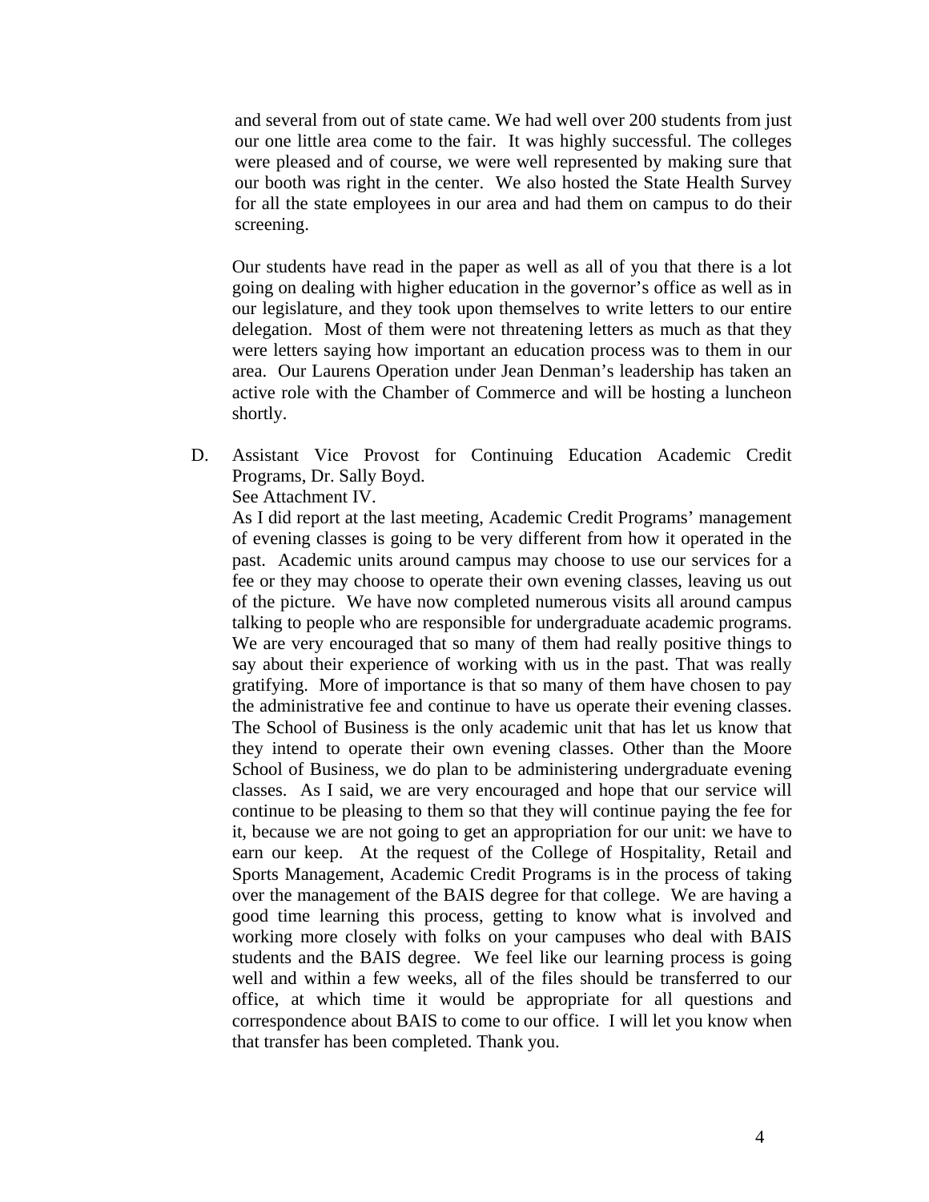and several from out of state came. We had well over 200 students from just our one little area come to the fair. It was highly successful. The colleges were pleased and of course, we were well represented by making sure that our booth was right in the center. We also hosted the State Health Survey for all the state employees in our area and had them on campus to do their screening.

Our students have read in the paper as well as all of you that there is a lot going on dealing with higher education in the governor's office as well as in our legislature, and they took upon themselves to write letters to our entire delegation. Most of them were not threatening letters as much as that they were letters saying how important an education process was to them in our area. Our Laurens Operation under Jean Denman's leadership has taken an active role with the Chamber of Commerce and will be hosting a luncheon shortly.

D. Assistant Vice Provost for Continuing Education Academic Credit Programs, Dr. Sally Boyd.
See Attachment IV.
As I did report at the last meeting, Academic Credit Programs' management of evening classes is going to be very different from how it operated in the past. Academic units around campus may choose to use our services for a fee or they may choose to operate their own evening classes, leaving us out of the picture. We have now completed numerous visits all around campus talking to people who are responsible for undergraduate academic programs. We are very encouraged that so many of them had really positive things to say about their experience of working with us in the past. That was really gratifying. More of importance is that so many of them have chosen to pay the administrative fee and continue to have us operate their evening classes. The School of Business is the only academic unit that has let us know that they intend to operate their own evening classes. Other than the Moore School of Business, we do plan to be administering undergraduate evening classes. As I said, we are very encouraged and hope that our service will continue to be pleasing to them so that they will continue paying the fee for it, because we are not going to get an appropriation for our unit: we have to earn our keep. At the request of the College of Hospitality, Retail and Sports Management, Academic Credit Programs is in the process of taking over the management of the BAIS degree for that college. We are having a good time learning this process, getting to know what is involved and working more closely with folks on your campuses who deal with BAIS students and the BAIS degree. We feel like our learning process is going well and within a few weeks, all of the files should be transferred to our office, at which time it would be appropriate for all questions and correspondence about BAIS to come to our office. I will let you know when that transfer has been completed. Thank you.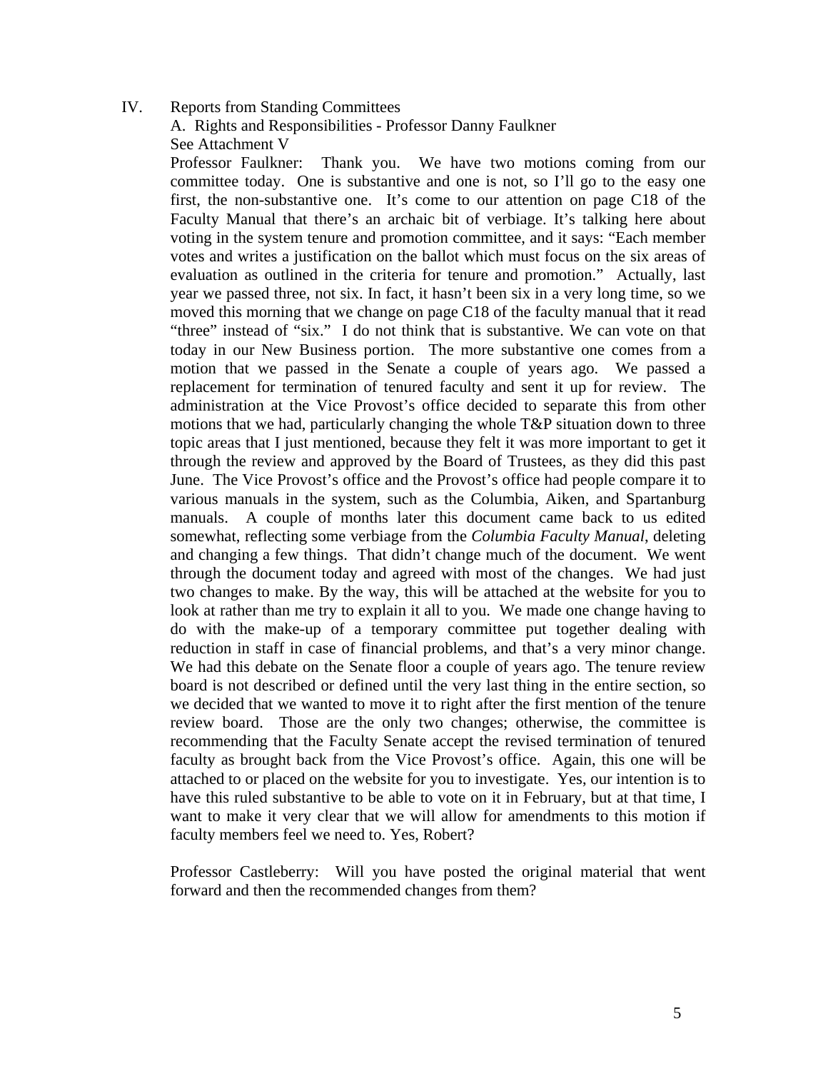IV. Reports from Standing Committees

A. Rights and Responsibilities - Professor Danny Faulkner

See Attachment V

Professor Faulkner: Thank you. We have two motions coming from our committee today. One is substantive and one is not, so I'll go to the easy one first, the non-substantive one. It's come to our attention on page C18 of the Faculty Manual that there's an archaic bit of verbiage. It's talking here about voting in the system tenure and promotion committee, and it says: "Each member votes and writes a justification on the ballot which must focus on the six areas of evaluation as outlined in the criteria for tenure and promotion." Actually, last year we passed three, not six. In fact, it hasn't been six in a very long time, so we moved this morning that we change on page C18 of the faculty manual that it read "three" instead of "six." I do not think that is substantive. We can vote on that today in our New Business portion. The more substantive one comes from a motion that we passed in the Senate a couple of years ago. We passed a replacement for termination of tenured faculty and sent it up for review. The administration at the Vice Provost's office decided to separate this from other motions that we had, particularly changing the whole T&P situation down to three topic areas that I just mentioned, because they felt it was more important to get it through the review and approved by the Board of Trustees, as they did this past June. The Vice Provost's office and the Provost's office had people compare it to various manuals in the system, such as the Columbia, Aiken, and Spartanburg manuals. A couple of months later this document came back to us edited somewhat, reflecting some verbiage from the *Columbia Faculty Manual*, deleting and changing a few things. That didn't change much of the document. We went through the document today and agreed with most of the changes. We had just two changes to make. By the way, this will be attached at the website for you to look at rather than me try to explain it all to you. We made one change having to do with the make-up of a temporary committee put together dealing with reduction in staff in case of financial problems, and that's a very minor change. We had this debate on the Senate floor a couple of years ago. The tenure review board is not described or defined until the very last thing in the entire section, so we decided that we wanted to move it to right after the first mention of the tenure review board. Those are the only two changes; otherwise, the committee is recommending that the Faculty Senate accept the revised termination of tenured faculty as brought back from the Vice Provost's office. Again, this one will be attached to or placed on the website for you to investigate. Yes, our intention is to have this ruled substantive to be able to vote on it in February, but at that time, I want to make it very clear that we will allow for amendments to this motion if faculty members feel we need to. Yes, Robert?

Professor Castleberry: Will you have posted the original material that went forward and then the recommended changes from them?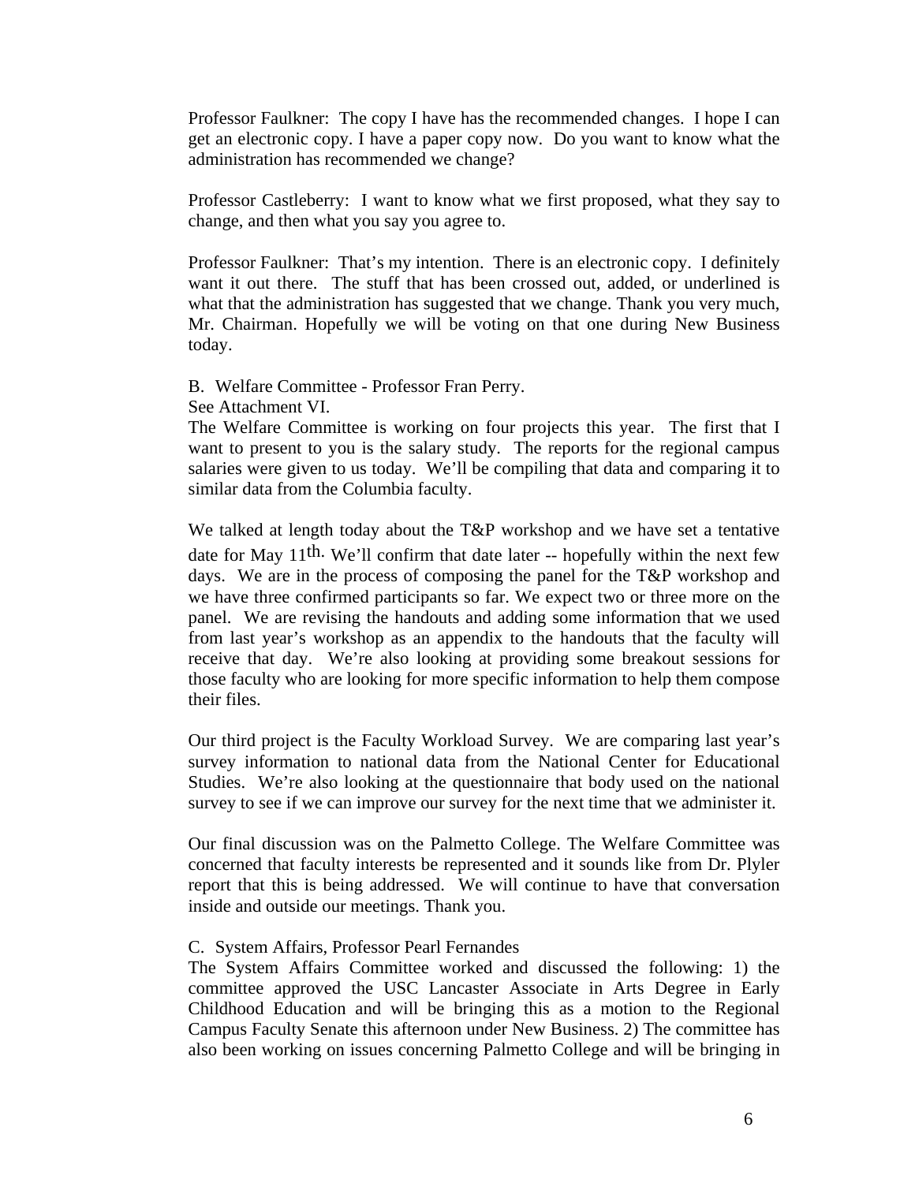Professor Faulkner: The copy I have has the recommended changes. I hope I can get an electronic copy. I have a paper copy now. Do you want to know what the administration has recommended we change?

Professor Castleberry: I want to know what we first proposed, what they say to change, and then what you say you agree to.

Professor Faulkner: That's my intention. There is an electronic copy. I definitely want it out there. The stuff that has been crossed out, added, or underlined is what that the administration has suggested that we change. Thank you very much, Mr. Chairman. Hopefully we will be voting on that one during New Business today.

B. Welfare Committee - Professor Fran Perry.

See Attachment VI.

The Welfare Committee is working on four projects this year. The first that I want to present to you is the salary study. The reports for the regional campus salaries were given to us today. We'll be compiling that data and comparing it to similar data from the Columbia faculty.

We talked at length today about the T&P workshop and we have set a tentative date for May 11th. We'll confirm that date later -- hopefully within the next few days. We are in the process of composing the panel for the T&P workshop and we have three confirmed participants so far. We expect two or three more on the panel. We are revising the handouts and adding some information that we used from last year's workshop as an appendix to the handouts that the faculty will receive that day. We're also looking at providing some breakout sessions for those faculty who are looking for more specific information to help them compose their files.

Our third project is the Faculty Workload Survey. We are comparing last year's survey information to national data from the National Center for Educational Studies. We're also looking at the questionnaire that body used on the national survey to see if we can improve our survey for the next time that we administer it.

Our final discussion was on the Palmetto College. The Welfare Committee was concerned that faculty interests be represented and it sounds like from Dr. Plyler report that this is being addressed. We will continue to have that conversation inside and outside our meetings. Thank you.

C. System Affairs, Professor Pearl Fernandes

The System Affairs Committee worked and discussed the following: 1) the committee approved the USC Lancaster Associate in Arts Degree in Early Childhood Education and will be bringing this as a motion to the Regional Campus Faculty Senate this afternoon under New Business. 2) The committee has also been working on issues concerning Palmetto College and will be bringing in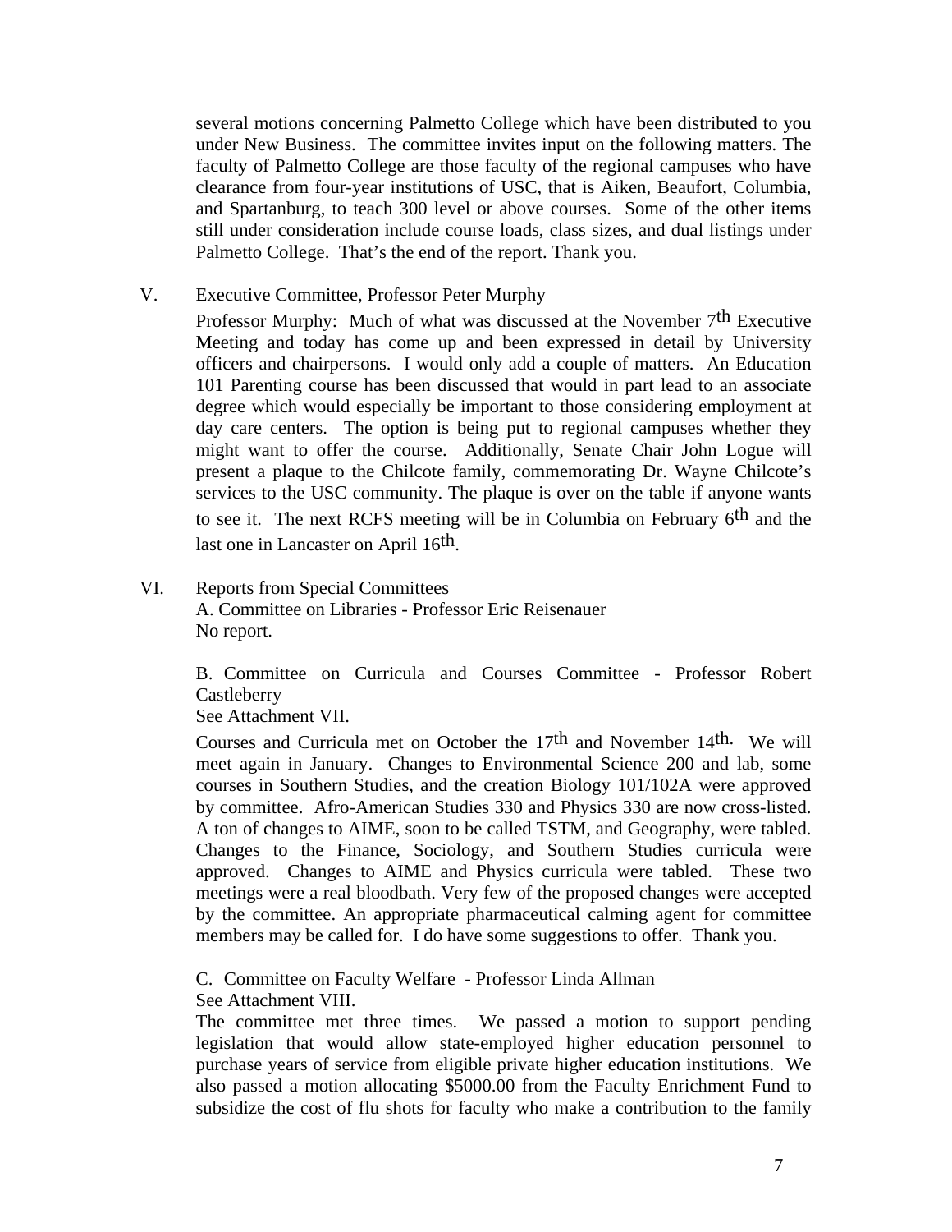several motions concerning Palmetto College which have been distributed to you under New Business. The committee invites input on the following matters. The faculty of Palmetto College are those faculty of the regional campuses who have clearance from four-year institutions of USC, that is Aiken, Beaufort, Columbia, and Spartanburg, to teach 300 level or above courses. Some of the other items still under consideration include course loads, class sizes, and dual listings under Palmetto College. That's the end of the report. Thank you.

V. Executive Committee, Professor Peter Murphy

Professor Murphy: Much of what was discussed at the November 7th Executive Meeting and today has come up and been expressed in detail by University officers and chairpersons. I would only add a couple of matters. An Education 101 Parenting course has been discussed that would in part lead to an associate degree which would especially be important to those considering employment at day care centers. The option is being put to regional campuses whether they might want to offer the course. Additionally, Senate Chair John Logue will present a plaque to the Chilcote family, commemorating Dr. Wayne Chilcote's services to the USC community. The plaque is over on the table if anyone wants to see it. The next RCFS meeting will be in Columbia on February 6th and the last one in Lancaster on April 16th.

VI. Reports from Special Committees

A. Committee on Libraries - Professor Eric Reisenauer
No report.

B. Committee on Curricula and Courses Committee - Professor Robert Castleberry
See Attachment VII.

Courses and Curricula met on October the 17th and November 14th. We will meet again in January. Changes to Environmental Science 200 and lab, some courses in Southern Studies, and the creation Biology 101/102A were approved by committee. Afro-American Studies 330 and Physics 330 are now cross-listed. A ton of changes to AIME, soon to be called TSTM, and Geography, were tabled. Changes to the Finance, Sociology, and Southern Studies curricula were approved. Changes to AIME and Physics curricula were tabled. These two meetings were a real bloodbath. Very few of the proposed changes were accepted by the committee. An appropriate pharmaceutical calming agent for committee members may be called for. I do have some suggestions to offer. Thank you.

C. Committee on Faculty Welfare - Professor Linda Allman
See Attachment VIII.

The committee met three times. We passed a motion to support pending legislation that would allow state-employed higher education personnel to purchase years of service from eligible private higher education institutions. We also passed a motion allocating $5000.00 from the Faculty Enrichment Fund to subsidize the cost of flu shots for faculty who make a contribution to the family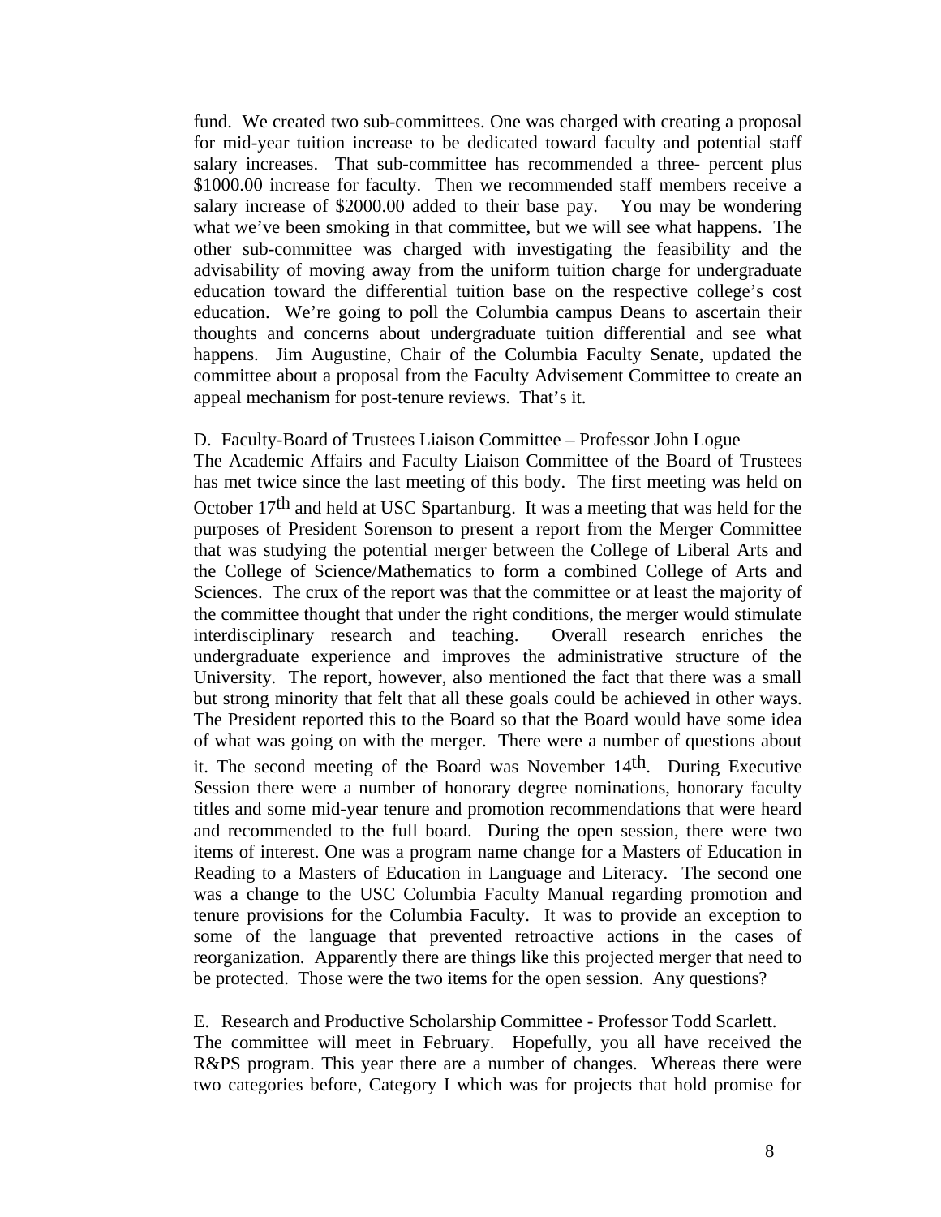fund. We created two sub-committees. One was charged with creating a proposal for mid-year tuition increase to be dedicated toward faculty and potential staff salary increases. That sub-committee has recommended a three- percent plus $1000.00 increase for faculty. Then we recommended staff members receive a salary increase of $2000.00 added to their base pay. You may be wondering what we've been smoking in that committee, but we will see what happens. The other sub-committee was charged with investigating the feasibility and the advisability of moving away from the uniform tuition charge for undergraduate education toward the differential tuition base on the respective college's cost education. We're going to poll the Columbia campus Deans to ascertain their thoughts and concerns about undergraduate tuition differential and see what happens. Jim Augustine, Chair of the Columbia Faculty Senate, updated the committee about a proposal from the Faculty Advisement Committee to create an appeal mechanism for post-tenure reviews. That's it.

D. Faculty-Board of Trustees Liaison Committee – Professor John Logue

The Academic Affairs and Faculty Liaison Committee of the Board of Trustees has met twice since the last meeting of this body. The first meeting was held on October 17th and held at USC Spartanburg. It was a meeting that was held for the purposes of President Sorenson to present a report from the Merger Committee that was studying the potential merger between the College of Liberal Arts and the College of Science/Mathematics to form a combined College of Arts and Sciences. The crux of the report was that the committee or at least the majority of the committee thought that under the right conditions, the merger would stimulate interdisciplinary research and teaching. Overall research enriches the undergraduate experience and improves the administrative structure of the University. The report, however, also mentioned the fact that there was a small but strong minority that felt that all these goals could be achieved in other ways. The President reported this to the Board so that the Board would have some idea of what was going on with the merger. There were a number of questions about it. The second meeting of the Board was November 14th. During Executive Session there were a number of honorary degree nominations, honorary faculty titles and some mid-year tenure and promotion recommendations that were heard and recommended to the full board. During the open session, there were two items of interest. One was a program name change for a Masters of Education in Reading to a Masters of Education in Language and Literacy. The second one was a change to the USC Columbia Faculty Manual regarding promotion and tenure provisions for the Columbia Faculty. It was to provide an exception to some of the language that prevented retroactive actions in the cases of reorganization. Apparently there are things like this projected merger that need to be protected. Those were the two items for the open session. Any questions?

E. Research and Productive Scholarship Committee - Professor Todd Scarlett.

The committee will meet in February. Hopefully, you all have received the R&PS program. This year there are a number of changes. Whereas there were two categories before, Category I which was for projects that hold promise for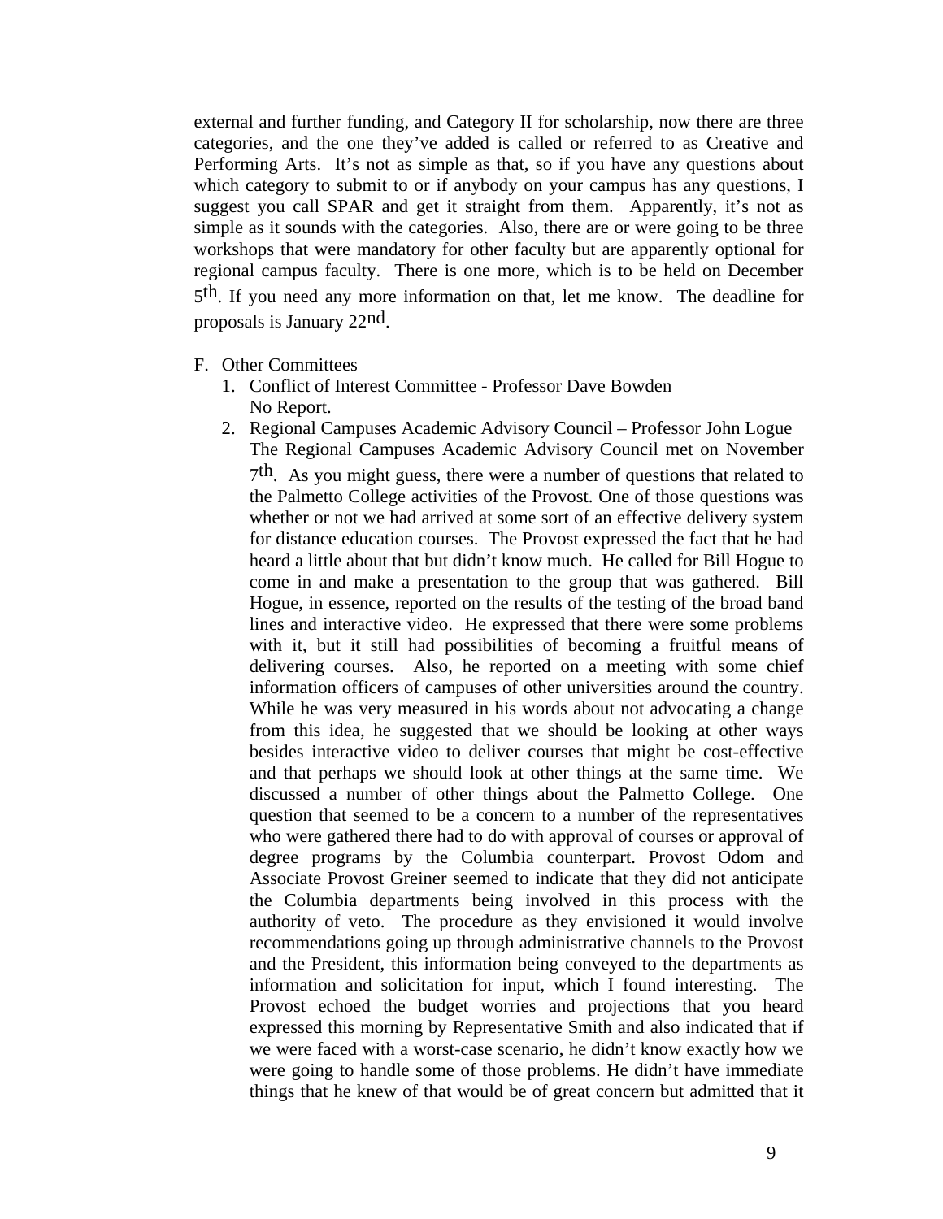external and further funding, and Category II for scholarship, now there are three categories, and the one they've added is called or referred to as Creative and Performing Arts. It's not as simple as that, so if you have any questions about which category to submit to or if anybody on your campus has any questions, I suggest you call SPAR and get it straight from them. Apparently, it's not as simple as it sounds with the categories. Also, there are or were going to be three workshops that were mandatory for other faculty but are apparently optional for regional campus faculty. There is one more, which is to be held on December 5th. If you need any more information on that, let me know. The deadline for proposals is January 22nd.

F. Other Committees

1. Conflict of Interest Committee - Professor Dave Bowden
   No Report.
2. Regional Campuses Academic Advisory Council – Professor John Logue
   The Regional Campuses Academic Advisory Council met on November 7th. As you might guess, there were a number of questions that related to the Palmetto College activities of the Provost. One of those questions was whether or not we had arrived at some sort of an effective delivery system for distance education courses. The Provost expressed the fact that he had heard a little about that but didn't know much. He called for Bill Hogue to come in and make a presentation to the group that was gathered. Bill Hogue, in essence, reported on the results of the testing of the broad band lines and interactive video. He expressed that there were some problems with it, but it still had possibilities of becoming a fruitful means of delivering courses. Also, he reported on a meeting with some chief information officers of campuses of other universities around the country. While he was very measured in his words about not advocating a change from this idea, he suggested that we should be looking at other ways besides interactive video to deliver courses that might be cost-effective and that perhaps we should look at other things at the same time. We discussed a number of other things about the Palmetto College. One question that seemed to be a concern to a number of the representatives who were gathered there had to do with approval of courses or approval of degree programs by the Columbia counterpart. Provost Odom and Associate Provost Greiner seemed to indicate that they did not anticipate the Columbia departments being involved in this process with the authority of veto. The procedure as they envisioned it would involve recommendations going up through administrative channels to the Provost and the President, this information being conveyed to the departments as information and solicitation for input, which I found interesting. The Provost echoed the budget worries and projections that you heard expressed this morning by Representative Smith and also indicated that if we were faced with a worst-case scenario, he didn't know exactly how we were going to handle some of those problems. He didn't have immediate things that he knew of that would be of great concern but admitted that it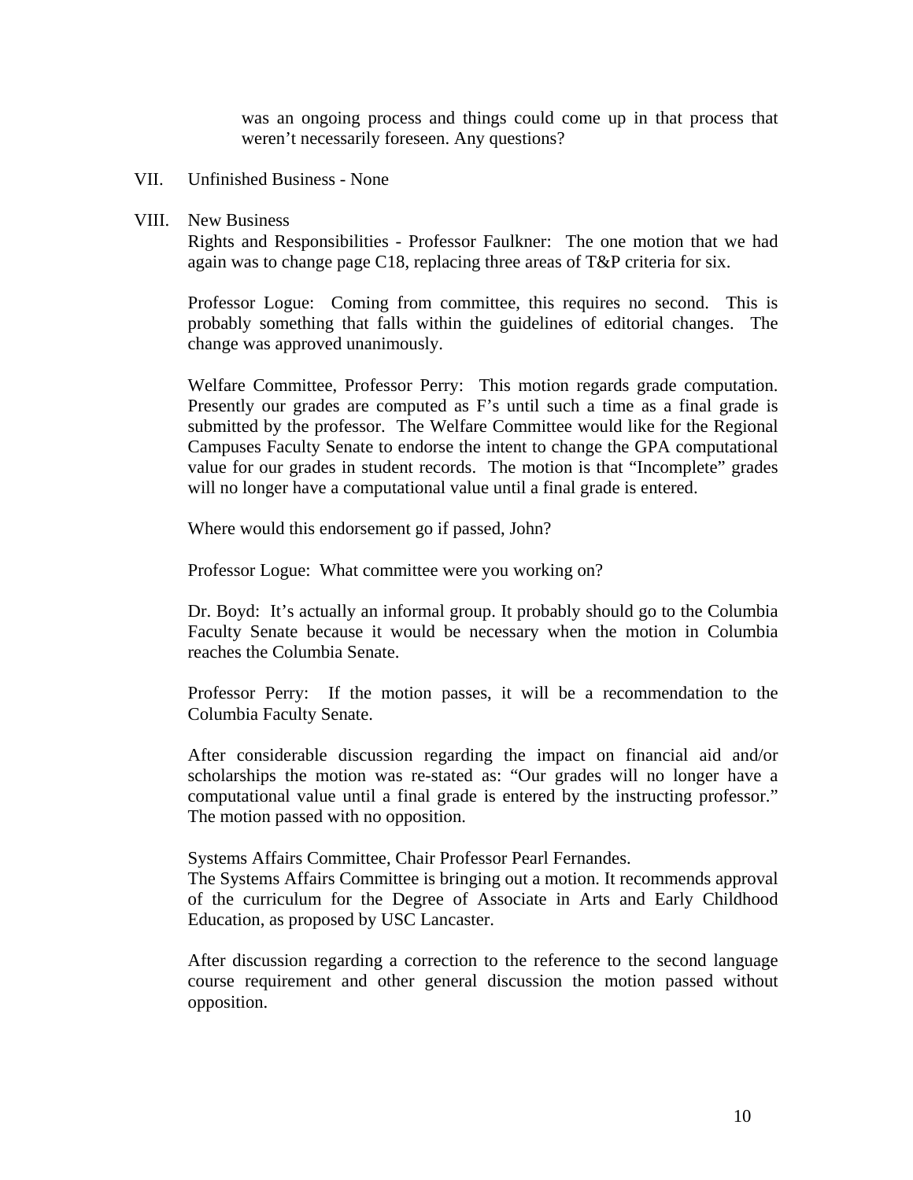was an ongoing process and things could come up in that process that weren't necessarily foreseen. Any questions?

VII. Unfinished Business - None

VIII. New Business

Rights and Responsibilities - Professor Faulkner: The one motion that we had again was to change page C18, replacing three areas of T&P criteria for six.

Professor Logue: Coming from committee, this requires no second. This is probably something that falls within the guidelines of editorial changes. The change was approved unanimously.

Welfare Committee, Professor Perry: This motion regards grade computation. Presently our grades are computed as F's until such a time as a final grade is submitted by the professor. The Welfare Committee would like for the Regional Campuses Faculty Senate to endorse the intent to change the GPA computational value for our grades in student records. The motion is that "Incomplete" grades will no longer have a computational value until a final grade is entered.

Where would this endorsement go if passed, John?

Professor Logue: What committee were you working on?

Dr. Boyd: It's actually an informal group. It probably should go to the Columbia Faculty Senate because it would be necessary when the motion in Columbia reaches the Columbia Senate.

Professor Perry: If the motion passes, it will be a recommendation to the Columbia Faculty Senate.

After considerable discussion regarding the impact on financial aid and/or scholarships the motion was re-stated as: "Our grades will no longer have a computational value until a final grade is entered by the instructing professor." The motion passed with no opposition.

Systems Affairs Committee, Chair Professor Pearl Fernandes.
The Systems Affairs Committee is bringing out a motion. It recommends approval of the curriculum for the Degree of Associate in Arts and Early Childhood Education, as proposed by USC Lancaster.

After discussion regarding a correction to the reference to the second language course requirement and other general discussion the motion passed without opposition.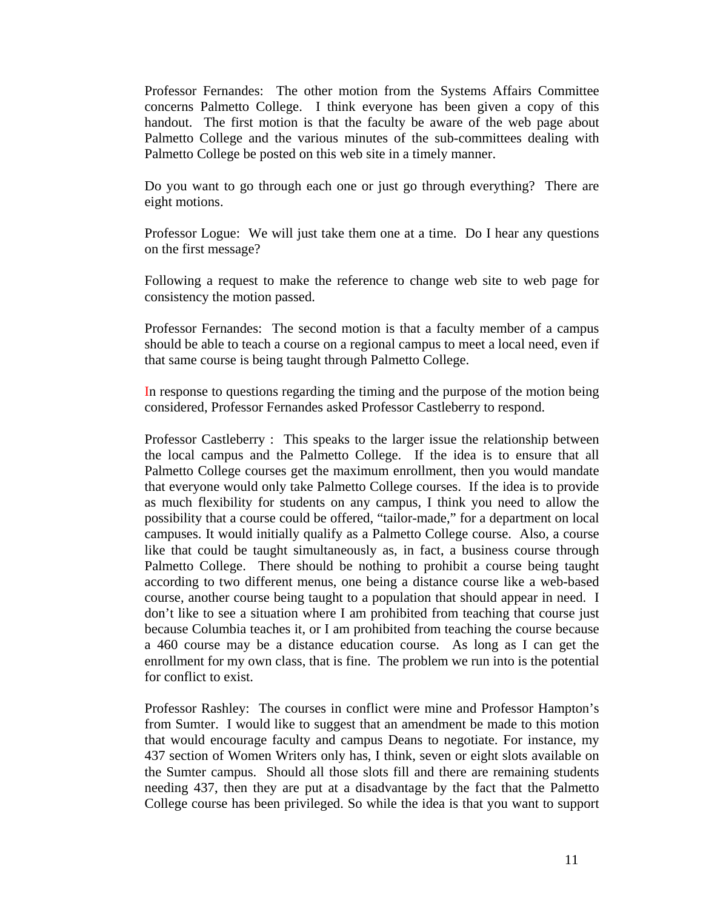Professor Fernandes: The other motion from the Systems Affairs Committee concerns Palmetto College. I think everyone has been given a copy of this handout. The first motion is that the faculty be aware of the web page about Palmetto College and the various minutes of the sub-committees dealing with Palmetto College be posted on this web site in a timely manner.

Do you want to go through each one or just go through everything? There are eight motions.

Professor Logue: We will just take them one at a time. Do I hear any questions on the first message?

Following a request to make the reference to change web site to web page for consistency the motion passed.

Professor Fernandes: The second motion is that a faculty member of a campus should be able to teach a course on a regional campus to meet a local need, even if that same course is being taught through Palmetto College.

In response to questions regarding the timing and the purpose of the motion being considered, Professor Fernandes asked Professor Castleberry to respond.

Professor Castleberry : This speaks to the larger issue the relationship between the local campus and the Palmetto College. If the idea is to ensure that all Palmetto College courses get the maximum enrollment, then you would mandate that everyone would only take Palmetto College courses. If the idea is to provide as much flexibility for students on any campus, I think you need to allow the possibility that a course could be offered, "tailor-made," for a department on local campuses. It would initially qualify as a Palmetto College course. Also, a course like that could be taught simultaneously as, in fact, a business course through Palmetto College. There should be nothing to prohibit a course being taught according to two different menus, one being a distance course like a web-based course, another course being taught to a population that should appear in need. I don't like to see a situation where I am prohibited from teaching that course just because Columbia teaches it, or I am prohibited from teaching the course because a 460 course may be a distance education course. As long as I can get the enrollment for my own class, that is fine. The problem we run into is the potential for conflict to exist.

Professor Rashley: The courses in conflict were mine and Professor Hampton's from Sumter. I would like to suggest that an amendment be made to this motion that would encourage faculty and campus Deans to negotiate. For instance, my 437 section of Women Writers only has, I think, seven or eight slots available on the Sumter campus. Should all those slots fill and there are remaining students needing 437, then they are put at a disadvantage by the fact that the Palmetto College course has been privileged. So while the idea is that you want to support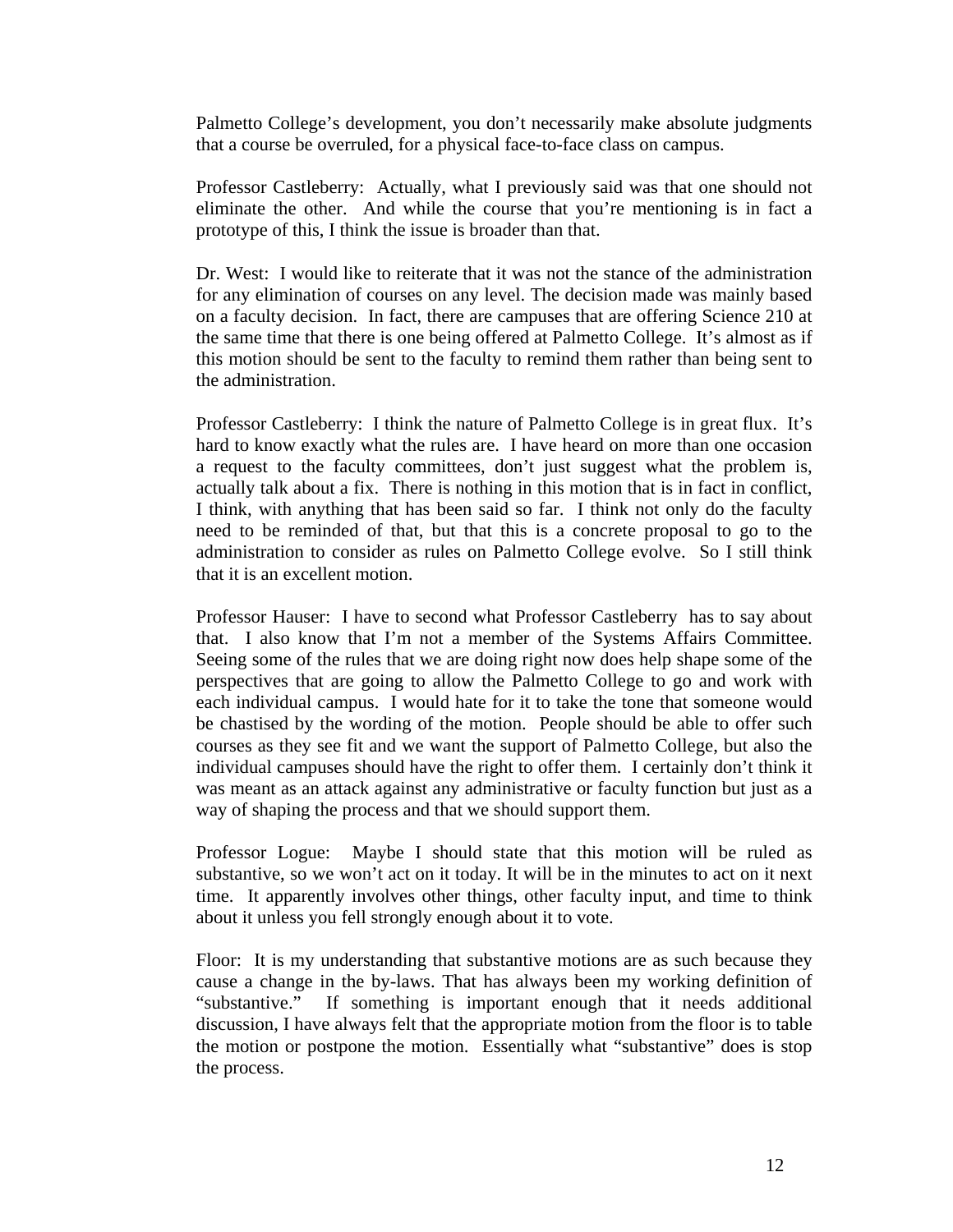Palmetto College's development, you don't necessarily make absolute judgments that a course be overruled, for a physical face-to-face class on campus.

Professor Castleberry: Actually, what I previously said was that one should not eliminate the other. And while the course that you're mentioning is in fact a prototype of this, I think the issue is broader than that.

Dr. West: I would like to reiterate that it was not the stance of the administration for any elimination of courses on any level. The decision made was mainly based on a faculty decision. In fact, there are campuses that are offering Science 210 at the same time that there is one being offered at Palmetto College. It's almost as if this motion should be sent to the faculty to remind them rather than being sent to the administration.

Professor Castleberry: I think the nature of Palmetto College is in great flux. It's hard to know exactly what the rules are. I have heard on more than one occasion a request to the faculty committees, don't just suggest what the problem is, actually talk about a fix. There is nothing in this motion that is in fact in conflict, I think, with anything that has been said so far. I think not only do the faculty need to be reminded of that, but that this is a concrete proposal to go to the administration to consider as rules on Palmetto College evolve. So I still think that it is an excellent motion.

Professor Hauser: I have to second what Professor Castleberry has to say about that. I also know that I'm not a member of the Systems Affairs Committee. Seeing some of the rules that we are doing right now does help shape some of the perspectives that are going to allow the Palmetto College to go and work with each individual campus. I would hate for it to take the tone that someone would be chastised by the wording of the motion. People should be able to offer such courses as they see fit and we want the support of Palmetto College, but also the individual campuses should have the right to offer them. I certainly don't think it was meant as an attack against any administrative or faculty function but just as a way of shaping the process and that we should support them.

Professor Logue: Maybe I should state that this motion will be ruled as substantive, so we won't act on it today. It will be in the minutes to act on it next time. It apparently involves other things, other faculty input, and time to think about it unless you fell strongly enough about it to vote.

Floor: It is my understanding that substantive motions are as such because they cause a change in the by-laws. That has always been my working definition of "substantive." If something is important enough that it needs additional discussion, I have always felt that the appropriate motion from the floor is to table the motion or postpone the motion. Essentially what "substantive" does is stop the process.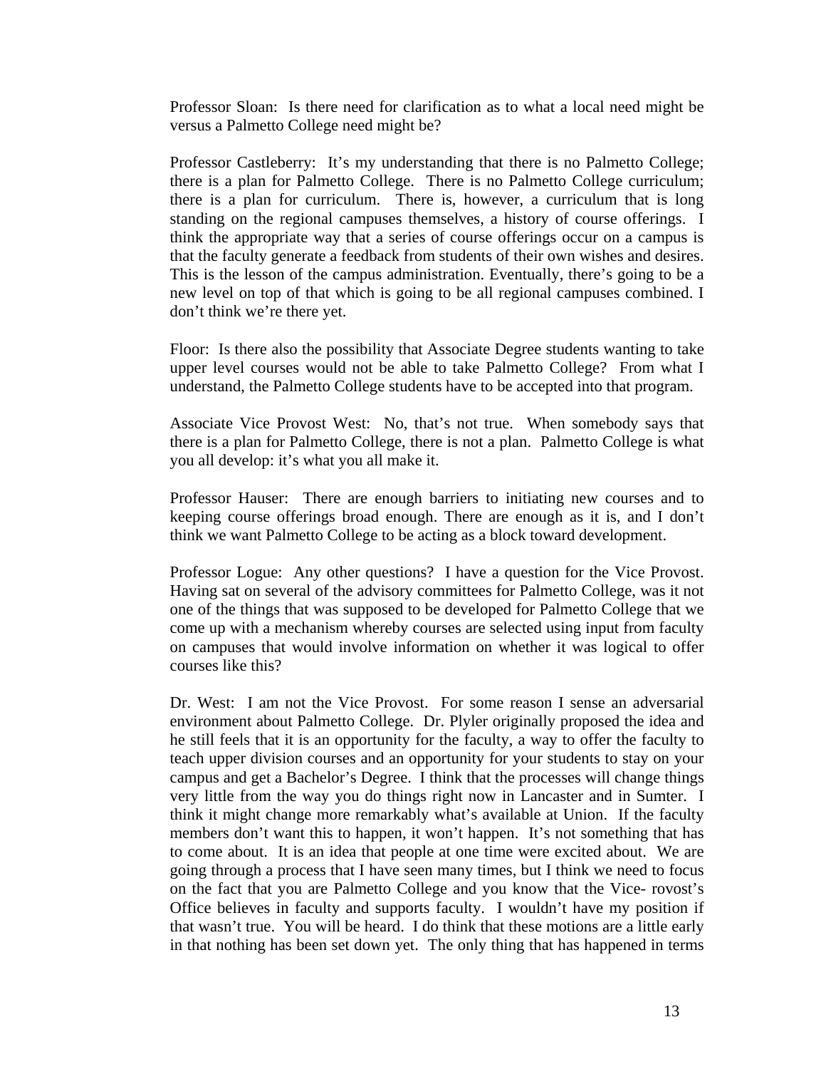Professor Sloan: Is there need for clarification as to what a local need might be versus a Palmetto College need might be?

Professor Castleberry: It's my understanding that there is no Palmetto College; there is a plan for Palmetto College. There is no Palmetto College curriculum; there is a plan for curriculum. There is, however, a curriculum that is long standing on the regional campuses themselves, a history of course offerings. I think the appropriate way that a series of course offerings occur on a campus is that the faculty generate a feedback from students of their own wishes and desires. This is the lesson of the campus administration. Eventually, there's going to be a new level on top of that which is going to be all regional campuses combined. I don't think we're there yet.

Floor: Is there also the possibility that Associate Degree students wanting to take upper level courses would not be able to take Palmetto College? From what I understand, the Palmetto College students have to be accepted into that program.

Associate Vice Provost West: No, that's not true. When somebody says that there is a plan for Palmetto College, there is not a plan. Palmetto College is what you all develop: it's what you all make it.

Professor Hauser: There are enough barriers to initiating new courses and to keeping course offerings broad enough. There are enough as it is, and I don't think we want Palmetto College to be acting as a block toward development.

Professor Logue: Any other questions? I have a question for the Vice Provost. Having sat on several of the advisory committees for Palmetto College, was it not one of the things that was supposed to be developed for Palmetto College that we come up with a mechanism whereby courses are selected using input from faculty on campuses that would involve information on whether it was logical to offer courses like this?

Dr. West: I am not the Vice Provost. For some reason I sense an adversarial environment about Palmetto College. Dr. Plyler originally proposed the idea and he still feels that it is an opportunity for the faculty, a way to offer the faculty to teach upper division courses and an opportunity for your students to stay on your campus and get a Bachelor's Degree. I think that the processes will change things very little from the way you do things right now in Lancaster and in Sumter. I think it might change more remarkably what's available at Union. If the faculty members don't want this to happen, it won't happen. It's not something that has to come about. It is an idea that people at one time were excited about. We are going through a process that I have seen many times, but I think we need to focus on the fact that you are Palmetto College and you know that the Vice- rovost's Office believes in faculty and supports faculty. I wouldn't have my position if that wasn't true. You will be heard. I do think that these motions are a little early in that nothing has been set down yet. The only thing that has happened in terms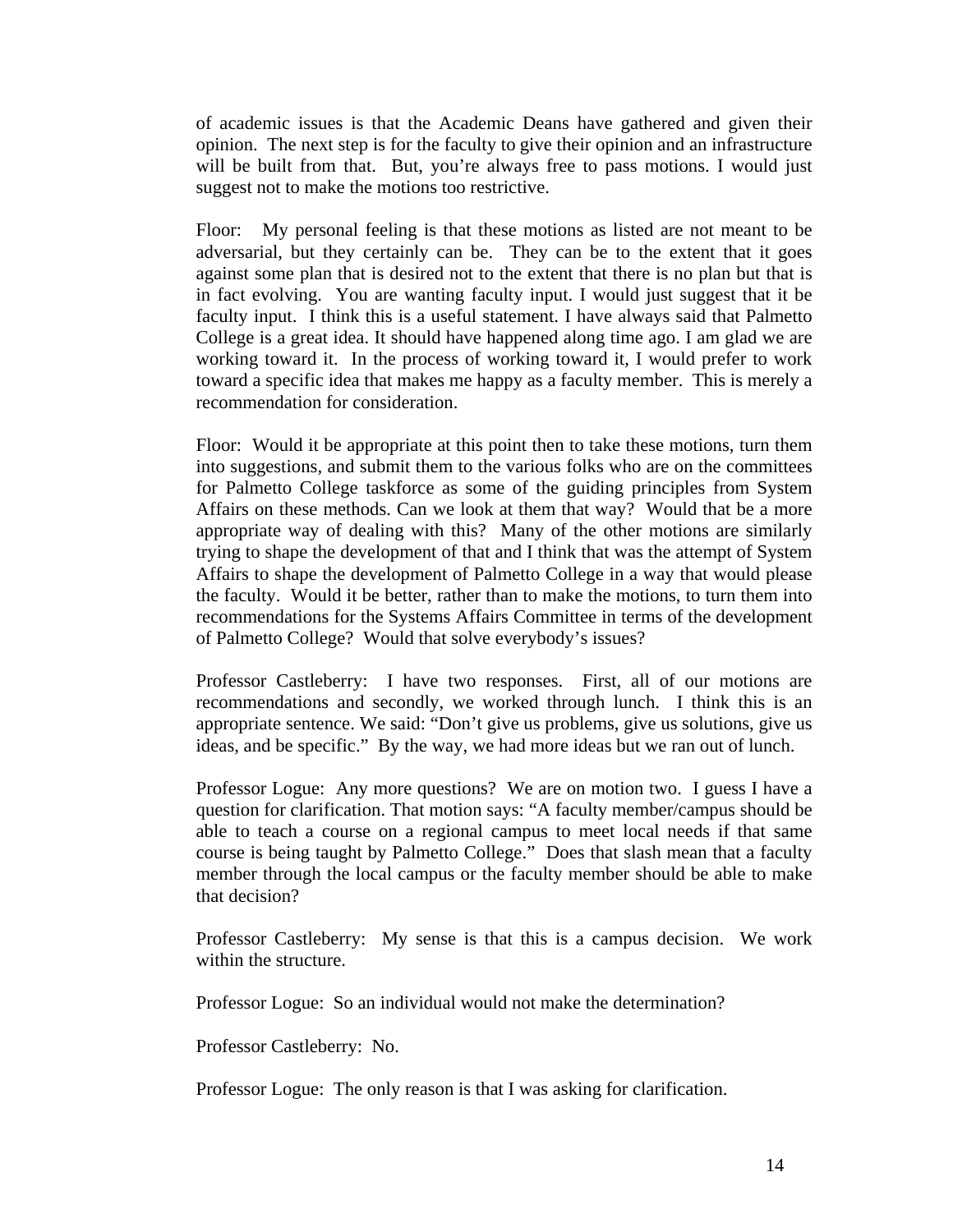of academic issues is that the Academic Deans have gathered and given their opinion. The next step is for the faculty to give their opinion and an infrastructure will be built from that. But, you're always free to pass motions. I would just suggest not to make the motions too restrictive.

Floor: My personal feeling is that these motions as listed are not meant to be adversarial, but they certainly can be. They can be to the extent that it goes against some plan that is desired not to the extent that there is no plan but that is in fact evolving. You are wanting faculty input. I would just suggest that it be faculty input. I think this is a useful statement. I have always said that Palmetto College is a great idea. It should have happened along time ago. I am glad we are working toward it. In the process of working toward it, I would prefer to work toward a specific idea that makes me happy as a faculty member. This is merely a recommendation for consideration.

Floor: Would it be appropriate at this point then to take these motions, turn them into suggestions, and submit them to the various folks who are on the committees for Palmetto College taskforce as some of the guiding principles from System Affairs on these methods. Can we look at them that way? Would that be a more appropriate way of dealing with this? Many of the other motions are similarly trying to shape the development of that and I think that was the attempt of System Affairs to shape the development of Palmetto College in a way that would please the faculty. Would it be better, rather than to make the motions, to turn them into recommendations for the Systems Affairs Committee in terms of the development of Palmetto College? Would that solve everybody's issues?

Professor Castleberry: I have two responses. First, all of our motions are recommendations and secondly, we worked through lunch. I think this is an appropriate sentence. We said: "Don't give us problems, give us solutions, give us ideas, and be specific." By the way, we had more ideas but we ran out of lunch.

Professor Logue: Any more questions? We are on motion two. I guess I have a question for clarification. That motion says: "A faculty member/campus should be able to teach a course on a regional campus to meet local needs if that same course is being taught by Palmetto College." Does that slash mean that a faculty member through the local campus or the faculty member should be able to make that decision?

Professor Castleberry: My sense is that this is a campus decision. We work within the structure.

Professor Logue: So an individual would not make the determination?

Professor Castleberry: No.

Professor Logue: The only reason is that I was asking for clarification.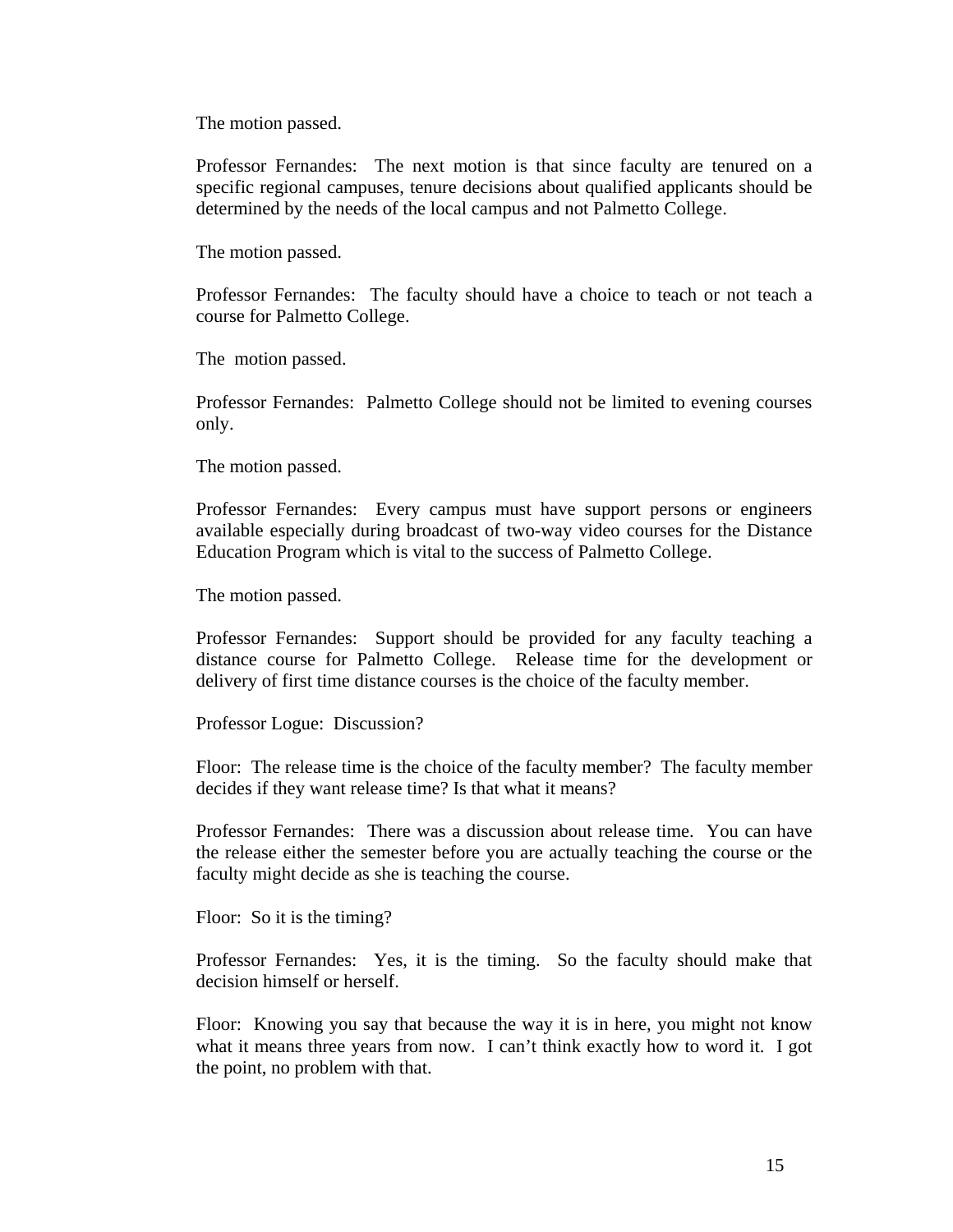The motion passed.

Professor Fernandes: The next motion is that since faculty are tenured on a specific regional campuses, tenure decisions about qualified applicants should be determined by the needs of the local campus and not Palmetto College.

The motion passed.

Professor Fernandes: The faculty should have a choice to teach or not teach a course for Palmetto College.

The motion passed.

Professor Fernandes: Palmetto College should not be limited to evening courses only.

The motion passed.

Professor Fernandes: Every campus must have support persons or engineers available especially during broadcast of two-way video courses for the Distance Education Program which is vital to the success of Palmetto College.

The motion passed.

Professor Fernandes: Support should be provided for any faculty teaching a distance course for Palmetto College. Release time for the development or delivery of first time distance courses is the choice of the faculty member.

Professor Logue: Discussion?

Floor: The release time is the choice of the faculty member? The faculty member decides if they want release time? Is that what it means?

Professor Fernandes: There was a discussion about release time. You can have the release either the semester before you are actually teaching the course or the faculty might decide as she is teaching the course.

Floor: So it is the timing?

Professor Fernandes: Yes, it is the timing. So the faculty should make that decision himself or herself.

Floor: Knowing you say that because the way it is in here, you might not know what it means three years from now. I can't think exactly how to word it. I got the point, no problem with that.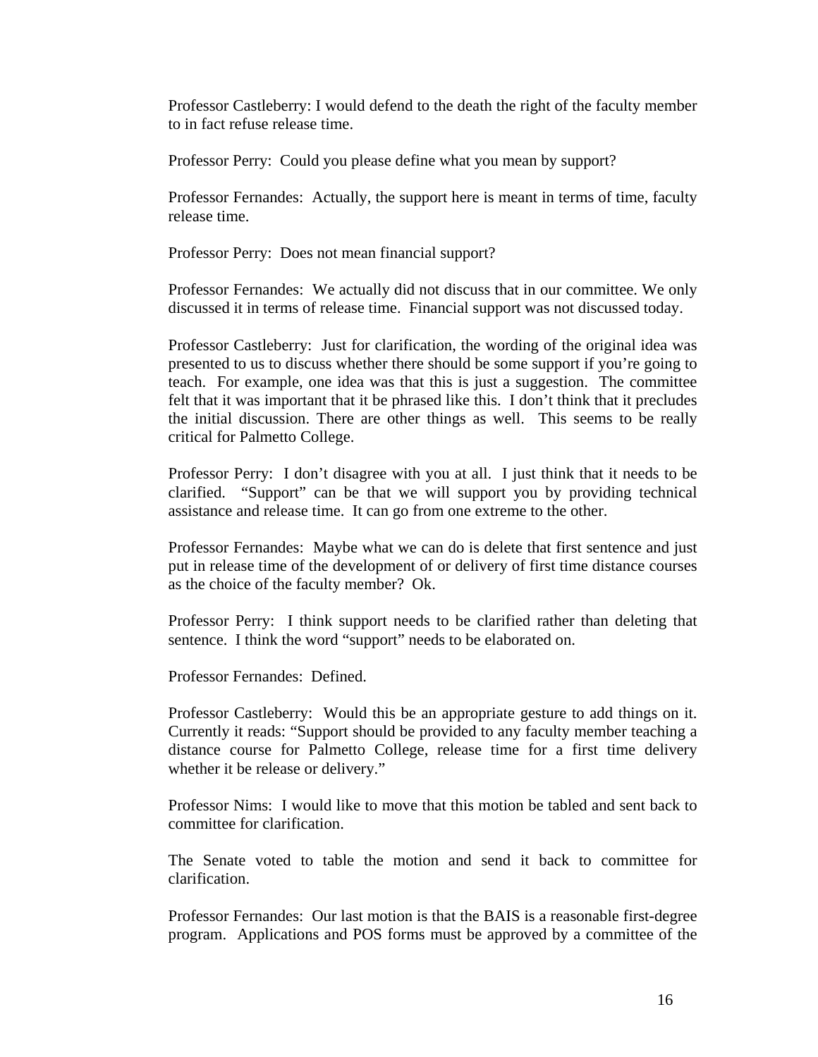Professor Castleberry: I would defend to the death the right of the faculty member to in fact refuse release time.

Professor Perry: Could you please define what you mean by support?

Professor Fernandes: Actually, the support here is meant in terms of time, faculty release time.

Professor Perry: Does not mean financial support?

Professor Fernandes: We actually did not discuss that in our committee. We only discussed it in terms of release time. Financial support was not discussed today.

Professor Castleberry: Just for clarification, the wording of the original idea was presented to us to discuss whether there should be some support if you're going to teach. For example, one idea was that this is just a suggestion. The committee felt that it was important that it be phrased like this. I don't think that it precludes the initial discussion. There are other things as well. This seems to be really critical for Palmetto College.

Professor Perry: I don't disagree with you at all. I just think that it needs to be clarified. "Support" can be that we will support you by providing technical assistance and release time. It can go from one extreme to the other.

Professor Fernandes: Maybe what we can do is delete that first sentence and just put in release time of the development of or delivery of first time distance courses as the choice of the faculty member? Ok.

Professor Perry: I think support needs to be clarified rather than deleting that sentence. I think the word "support" needs to be elaborated on.

Professor Fernandes: Defined.

Professor Castleberry: Would this be an appropriate gesture to add things on it. Currently it reads: "Support should be provided to any faculty member teaching a distance course for Palmetto College, release time for a first time delivery whether it be release or delivery."

Professor Nims: I would like to move that this motion be tabled and sent back to committee for clarification.

The Senate voted to table the motion and send it back to committee for clarification.

Professor Fernandes: Our last motion is that the BAIS is a reasonable first-degree program. Applications and POS forms must be approved by a committee of the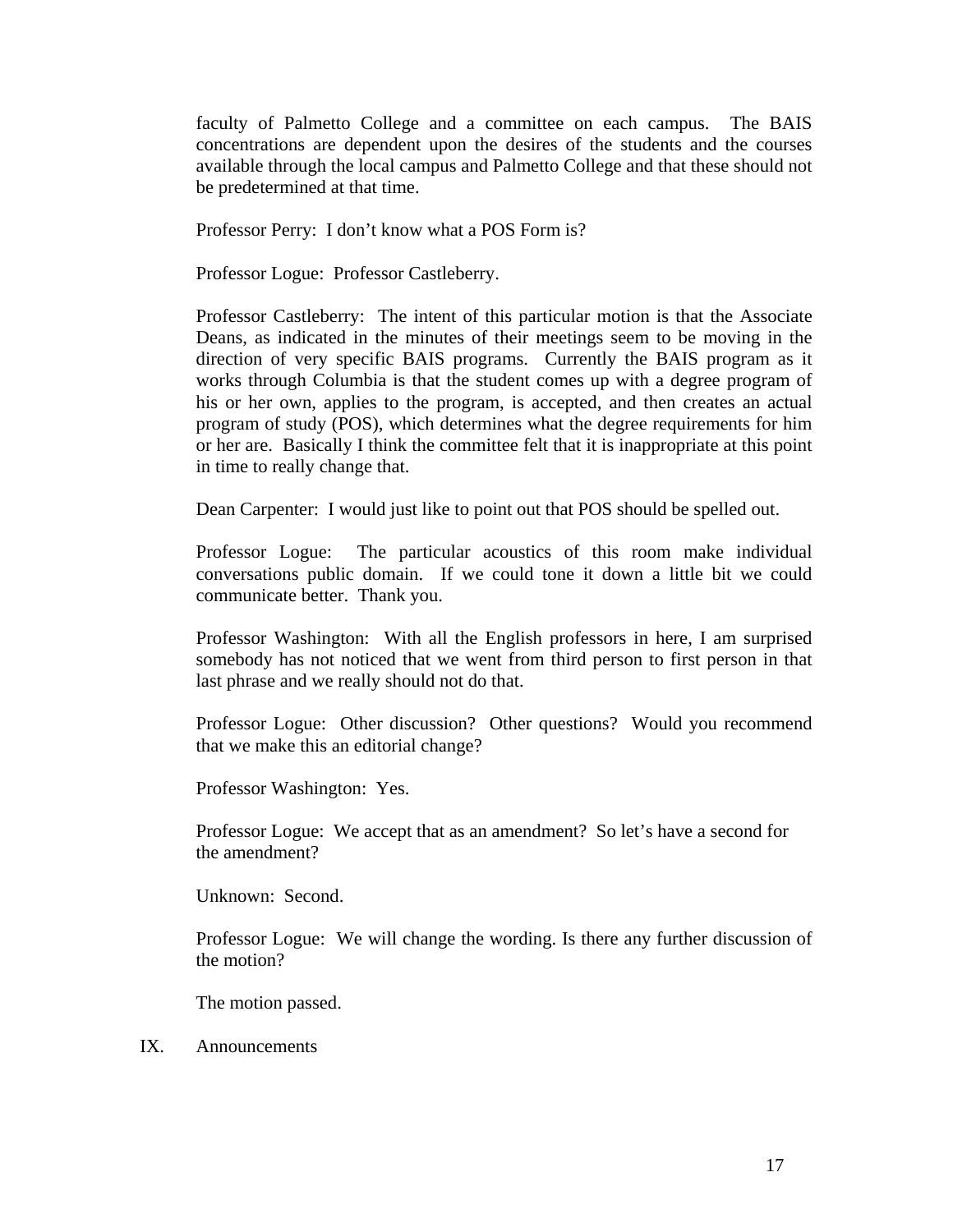faculty of Palmetto College and a committee on each campus. The BAIS concentrations are dependent upon the desires of the students and the courses available through the local campus and Palmetto College and that these should not be predetermined at that time.

Professor Perry: I don't know what a POS Form is?

Professor Logue: Professor Castleberry.

Professor Castleberry: The intent of this particular motion is that the Associate Deans, as indicated in the minutes of their meetings seem to be moving in the direction of very specific BAIS programs. Currently the BAIS program as it works through Columbia is that the student comes up with a degree program of his or her own, applies to the program, is accepted, and then creates an actual program of study (POS), which determines what the degree requirements for him or her are. Basically I think the committee felt that it is inappropriate at this point in time to really change that.

Dean Carpenter: I would just like to point out that POS should be spelled out.

Professor Logue: The particular acoustics of this room make individual conversations public domain. If we could tone it down a little bit we could communicate better. Thank you.

Professor Washington: With all the English professors in here, I am surprised somebody has not noticed that we went from third person to first person in that last phrase and we really should not do that.

Professor Logue: Other discussion? Other questions? Would you recommend that we make this an editorial change?

Professor Washington: Yes.

Professor Logue: We accept that as an amendment? So let's have a second for the amendment?

Unknown: Second.

Professor Logue: We will change the wording. Is there any further discussion of the motion?

The motion passed.

IX. Announcements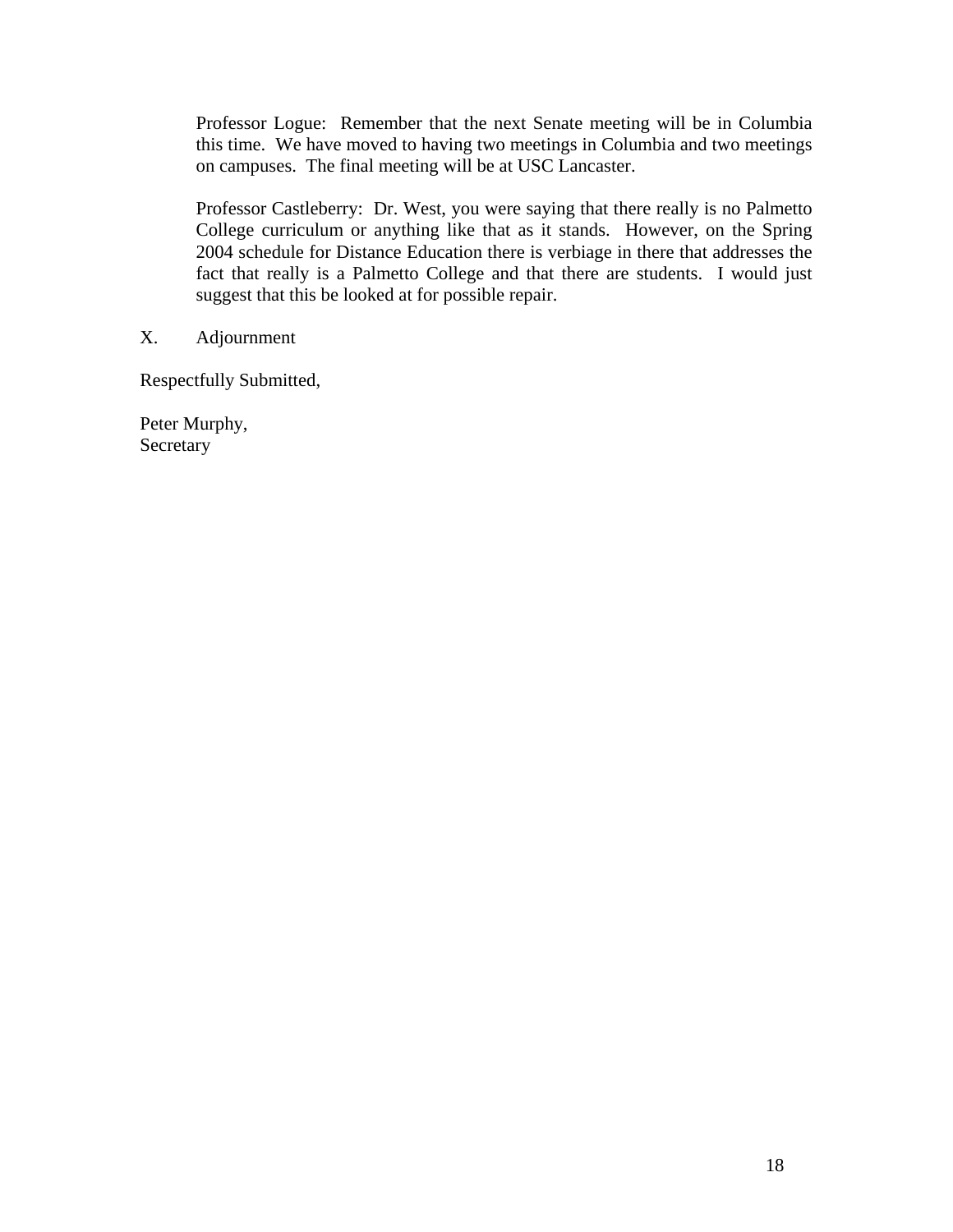Professor Logue: Remember that the next Senate meeting will be in Columbia this time. We have moved to having two meetings in Columbia and two meetings on campuses. The final meeting will be at USC Lancaster.

Professor Castleberry: Dr. West, you were saying that there really is no Palmetto College curriculum or anything like that as it stands. However, on the Spring 2004 schedule for Distance Education there is verbiage in there that addresses the fact that really is a Palmetto College and that there are students. I would just suggest that this be looked at for possible repair.

X. Adjournment

Respectfully Submitted,

Peter Murphy,
Secretary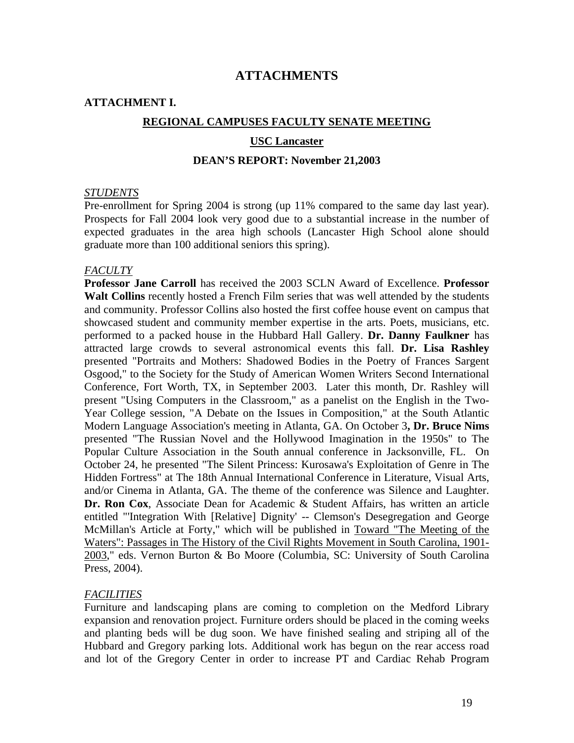# ATTACHMENTS

**ATTACHMENT I.**

## REGIONAL CAMPUSES FACULTY SENATE MEETING

### USC Lancaster

### DEAN'S REPORT: November 21,2003

*STUDENTS*

Pre-enrollment for Spring 2004 is strong (up 11% compared to the same day last year). Prospects for Fall 2004 look very good due to a substantial increase in the number of expected graduates in the area high schools (Lancaster High School alone should graduate more than 100 additional seniors this spring).

*FACULTY*

**Professor Jane Carroll** has received the 2003 SCLN Award of Excellence. **Professor Walt Collins** recently hosted a French Film series that was well attended by the students and community. Professor Collins also hosted the first coffee house event on campus that showcased student and community member expertise in the arts. Poets, musicians, etc. performed to a packed house in the Hubbard Hall Gallery. **Dr. Danny Faulkner** has attracted large crowds to several astronomical events this fall. **Dr. Lisa Rashley** presented "Portraits and Mothers: Shadowed Bodies in the Poetry of Frances Sargent Osgood," to the Society for the Study of American Women Writers Second International Conference, Fort Worth, TX, in September 2003. Later this month, Dr. Rashley will present "Using Computers in the Classroom," as a panelist on the English in the Two-Year College session, "A Debate on the Issues in Composition," at the South Atlantic Modern Language Association's meeting in Atlanta, GA. On October 3**, Dr. Bruce Nims** presented "The Russian Novel and the Hollywood Imagination in the 1950s" to The Popular Culture Association in the South annual conference in Jacksonville, FL. On October 24, he presented "The Silent Princess: Kurosawa's Exploitation of Genre in The Hidden Fortress" at The 18th Annual International Conference in Literature, Visual Arts, and/or Cinema in Atlanta, GA. The theme of the conference was Silence and Laughter. **Dr. Ron Cox**, Associate Dean for Academic & Student Affairs, has written an article entitled "'Integration With [Relative] Dignity' -- Clemson's Desegregation and George McMillan's Article at Forty," which will be published in <u>Toward "The Meeting of the Waters": Passages in The History of the Civil Rights Movement in South Carolina, 1901-2003</u>," eds. Vernon Burton & Bo Moore (Columbia, SC: University of South Carolina Press, 2004).

*FACILITIES*

Furniture and landscaping plans are coming to completion on the Medford Library expansion and renovation project. Furniture orders should be placed in the coming weeks and planting beds will be dug soon. We have finished sealing and striping all of the Hubbard and Gregory parking lots. Additional work has begun on the rear access road and lot of the Gregory Center in order to increase PT and Cardiac Rehab Program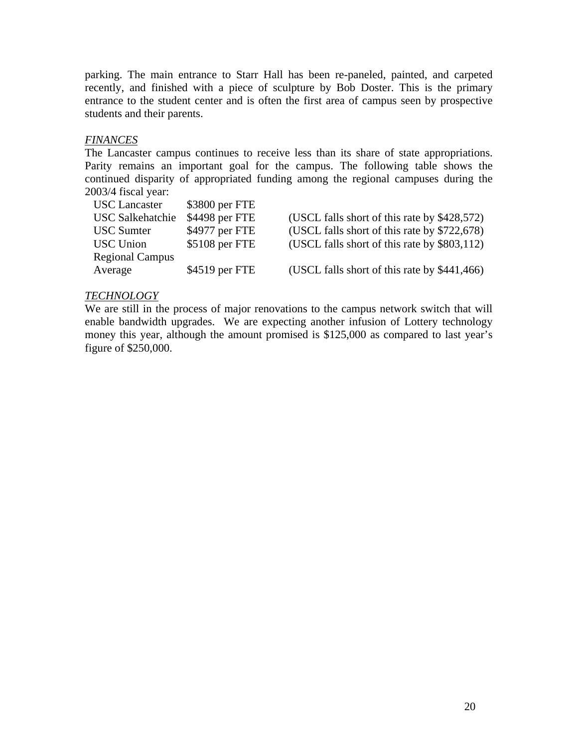parking. The main entrance to Starr Hall has been re-paneled, painted, and carpeted recently, and finished with a piece of sculpture by Bob Doster. This is the primary entrance to the student center and is often the first area of campus seen by prospective students and their parents.

*FINANCES*

The Lancaster campus continues to receive less than its share of state appropriations. Parity remains an important goal for the campus. The following table shows the continued disparity of appropriated funding among the regional campuses during the 2003/4 fiscal year:

| | | |
|---|---|---|
| USC Lancaster | $3800 per FTE | |
| USC Salkehatchie | $4498 per FTE | (USCL falls short of this rate by $428,572) |
| USC Sumter | $4977 per FTE | (USCL falls short of this rate by $722,678) |
| USC Union | $5108 per FTE | (USCL falls short of this rate by $803,112) |
| Regional Campus Average | $4519 per FTE | (USCL falls short of this rate by $441,466) |

*TECHNOLOGY*

We are still in the process of major renovations to the campus network switch that will enable bandwidth upgrades. We are expecting another infusion of Lottery technology money this year, although the amount promised is $125,000 as compared to last year's figure of $250,000.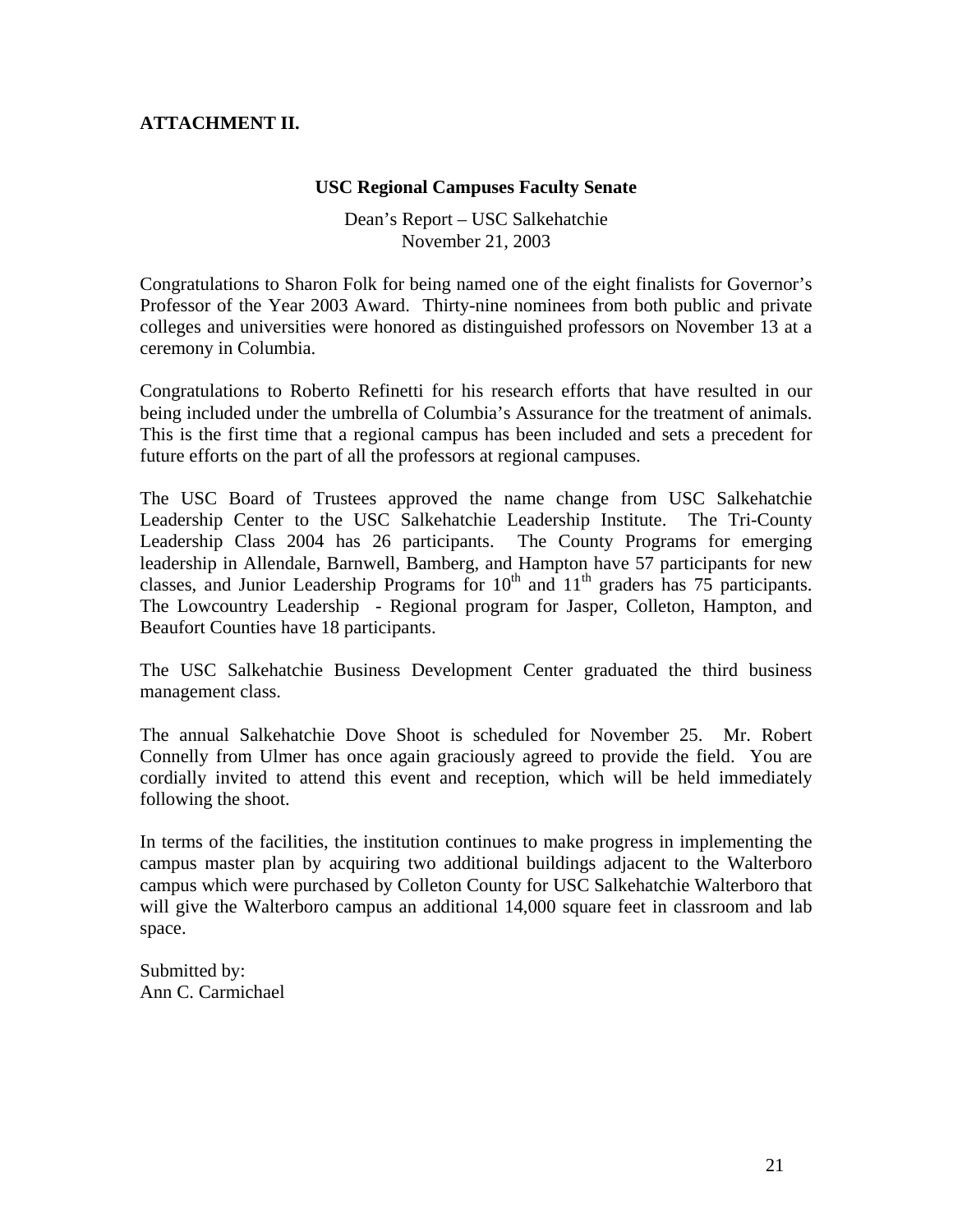**ATTACHMENT II.**

**USC Regional Campuses Faculty Senate**

Dean's Report – USC Salkehatchie
November 21, 2003

Congratulations to Sharon Folk for being named one of the eight finalists for Governor's Professor of the Year 2003 Award. Thirty-nine nominees from both public and private colleges and universities were honored as distinguished professors on November 13 at a ceremony in Columbia.

Congratulations to Roberto Refinetti for his research efforts that have resulted in our being included under the umbrella of Columbia's Assurance for the treatment of animals. This is the first time that a regional campus has been included and sets a precedent for future efforts on the part of all the professors at regional campuses.

The USC Board of Trustees approved the name change from USC Salkehatchie Leadership Center to the USC Salkehatchie Leadership Institute. The Tri-County Leadership Class 2004 has 26 participants. The County Programs for emerging leadership in Allendale, Barnwell, Bamberg, and Hampton have 57 participants for new classes, and Junior Leadership Programs for 10th and 11th graders has 75 participants. The Lowcountry Leadership - Regional program for Jasper, Colleton, Hampton, and Beaufort Counties have 18 participants.

The USC Salkehatchie Business Development Center graduated the third business management class.

The annual Salkehatchie Dove Shoot is scheduled for November 25. Mr. Robert Connelly from Ulmer has once again graciously agreed to provide the field. You are cordially invited to attend this event and reception, which will be held immediately following the shoot.

In terms of the facilities, the institution continues to make progress in implementing the campus master plan by acquiring two additional buildings adjacent to the Walterboro campus which were purchased by Colleton County for USC Salkehatchie Walterboro that will give the Walterboro campus an additional 14,000 square feet in classroom and lab space.

Submitted by:
Ann C. Carmichael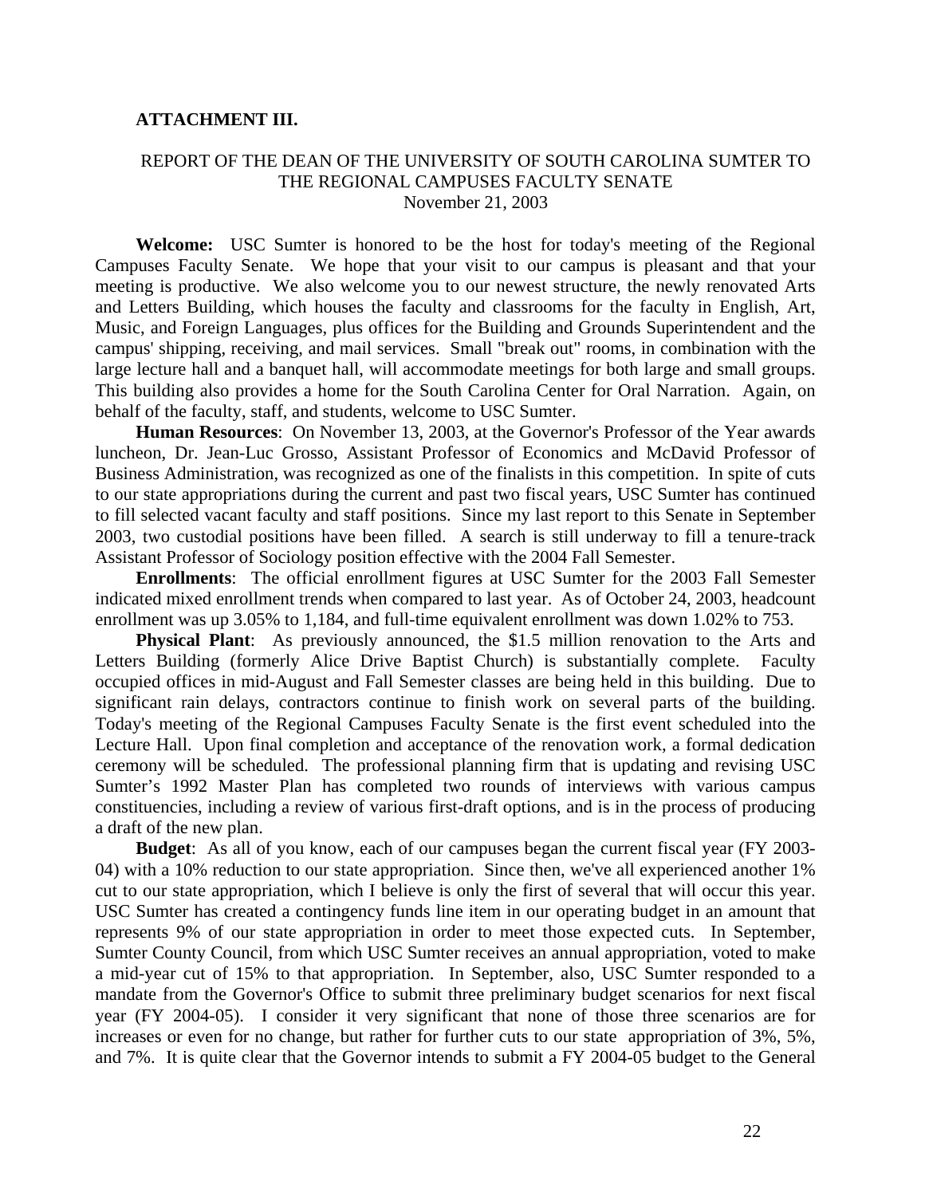**ATTACHMENT III.**

REPORT OF THE DEAN OF THE UNIVERSITY OF SOUTH CAROLINA SUMTER TO THE REGIONAL CAMPUSES FACULTY SENATE
November 21, 2003

**Welcome:** USC Sumter is honored to be the host for today's meeting of the Regional Campuses Faculty Senate. We hope that your visit to our campus is pleasant and that your meeting is productive. We also welcome you to our newest structure, the newly renovated Arts and Letters Building, which houses the faculty and classrooms for the faculty in English, Art, Music, and Foreign Languages, plus offices for the Building and Grounds Superintendent and the campus' shipping, receiving, and mail services. Small "break out" rooms, in combination with the large lecture hall and a banquet hall, will accommodate meetings for both large and small groups. This building also provides a home for the South Carolina Center for Oral Narration. Again, on behalf of the faculty, staff, and students, welcome to USC Sumter.

**Human Resources**: On November 13, 2003, at the Governor's Professor of the Year awards luncheon, Dr. Jean-Luc Grosso, Assistant Professor of Economics and McDavid Professor of Business Administration, was recognized as one of the finalists in this competition. In spite of cuts to our state appropriations during the current and past two fiscal years, USC Sumter has continued to fill selected vacant faculty and staff positions. Since my last report to this Senate in September 2003, two custodial positions have been filled. A search is still underway to fill a tenure-track Assistant Professor of Sociology position effective with the 2004 Fall Semester.

**Enrollments**: The official enrollment figures at USC Sumter for the 2003 Fall Semester indicated mixed enrollment trends when compared to last year. As of October 24, 2003, headcount enrollment was up 3.05% to 1,184, and full-time equivalent enrollment was down 1.02% to 753.

**Physical Plant**: As previously announced, the $1.5 million renovation to the Arts and Letters Building (formerly Alice Drive Baptist Church) is substantially complete. Faculty occupied offices in mid-August and Fall Semester classes are being held in this building. Due to significant rain delays, contractors continue to finish work on several parts of the building. Today's meeting of the Regional Campuses Faculty Senate is the first event scheduled into the Lecture Hall. Upon final completion and acceptance of the renovation work, a formal dedication ceremony will be scheduled. The professional planning firm that is updating and revising USC Sumter's 1992 Master Plan has completed two rounds of interviews with various campus constituencies, including a review of various first-draft options, and is in the process of producing a draft of the new plan.

**Budget**: As all of you know, each of our campuses began the current fiscal year (FY 2003-04) with a 10% reduction to our state appropriation. Since then, we've all experienced another 1% cut to our state appropriation, which I believe is only the first of several that will occur this year. USC Sumter has created a contingency funds line item in our operating budget in an amount that represents 9% of our state appropriation in order to meet those expected cuts. In September, Sumter County Council, from which USC Sumter receives an annual appropriation, voted to make a mid-year cut of 15% to that appropriation. In September, also, USC Sumter responded to a mandate from the Governor's Office to submit three preliminary budget scenarios for next fiscal year (FY 2004-05). I consider it very significant that none of those three scenarios are for increases or even for no change, but rather for further cuts to our state appropriation of 3%, 5%, and 7%. It is quite clear that the Governor intends to submit a FY 2004-05 budget to the General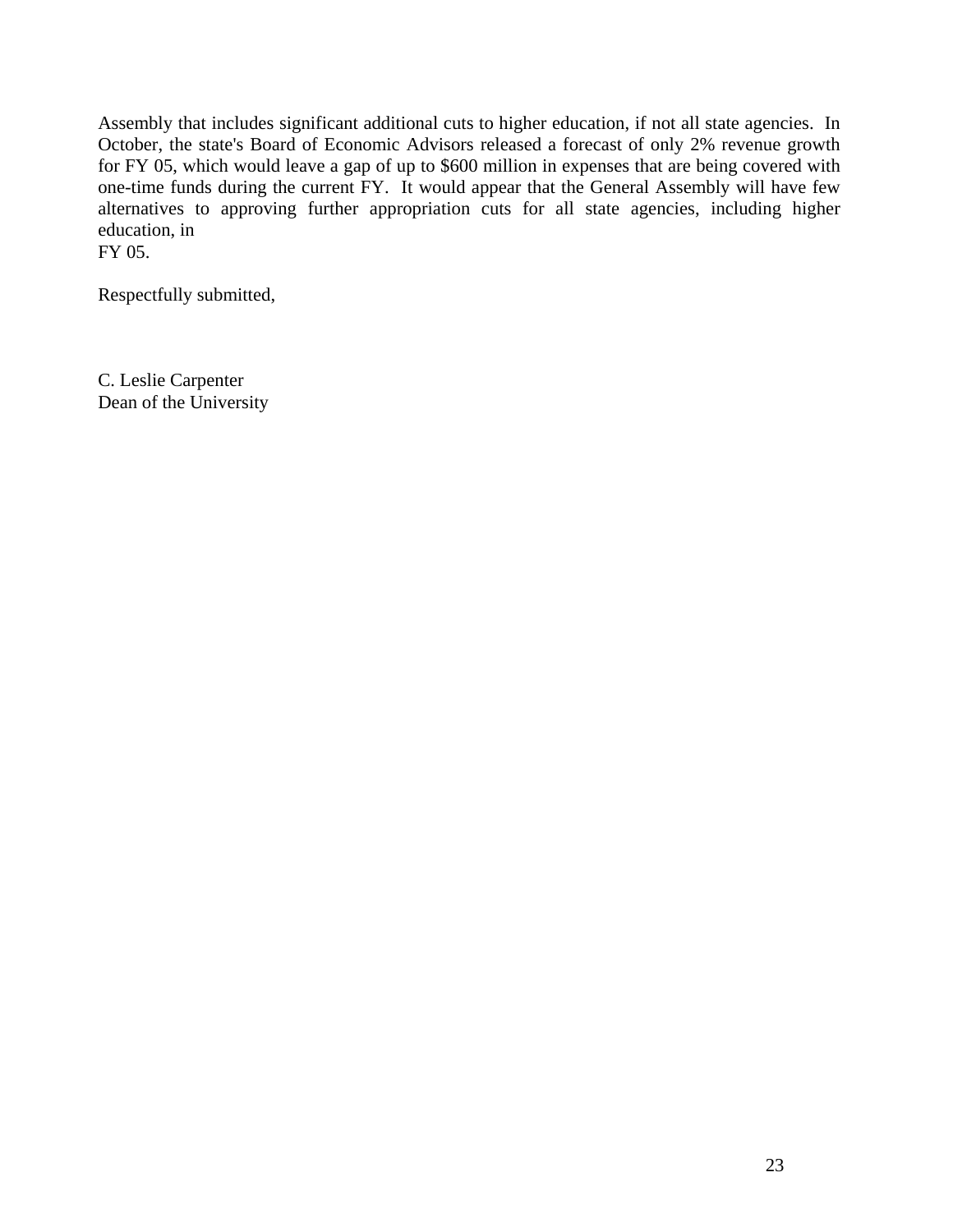Assembly that includes significant additional cuts to higher education, if not all state agencies. In October, the state's Board of Economic Advisors released a forecast of only 2% revenue growth for FY 05, which would leave a gap of up to $600 million in expenses that are being covered with one-time funds during the current FY. It would appear that the General Assembly will have few alternatives to approving further appropriation cuts for all state agencies, including higher education, in FY 05.

Respectfully submitted,

C. Leslie Carpenter
Dean of the University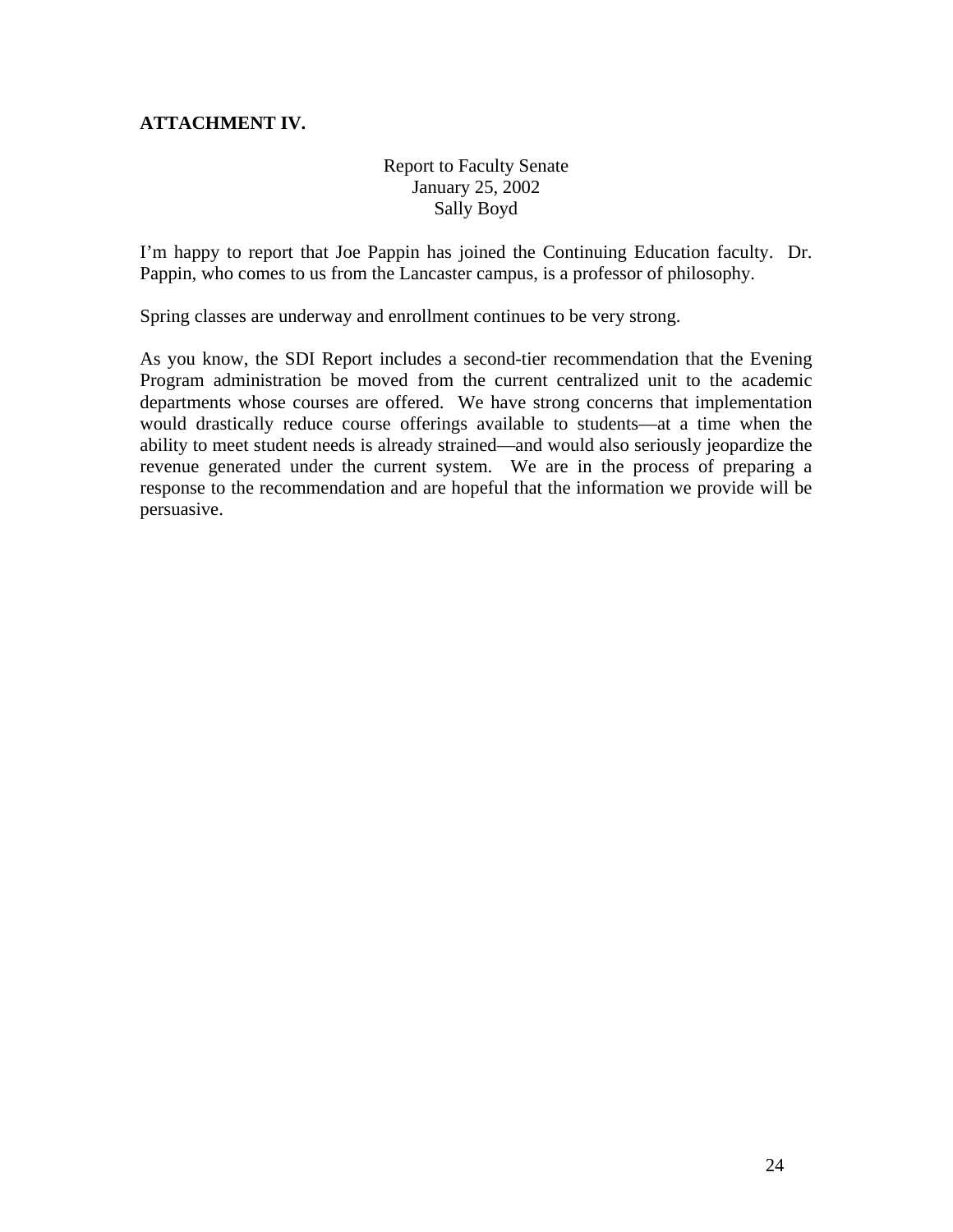**ATTACHMENT IV.**

Report to Faculty Senate
January 25, 2002
Sally Boyd

I'm happy to report that Joe Pappin has joined the Continuing Education faculty. Dr. Pappin, who comes to us from the Lancaster campus, is a professor of philosophy.

Spring classes are underway and enrollment continues to be very strong.

As you know, the SDI Report includes a second-tier recommendation that the Evening Program administration be moved from the current centralized unit to the academic departments whose courses are offered. We have strong concerns that implementation would drastically reduce course offerings available to students—at a time when the ability to meet student needs is already strained—and would also seriously jeopardize the revenue generated under the current system. We are in the process of preparing a response to the recommendation and are hopeful that the information we provide will be persuasive.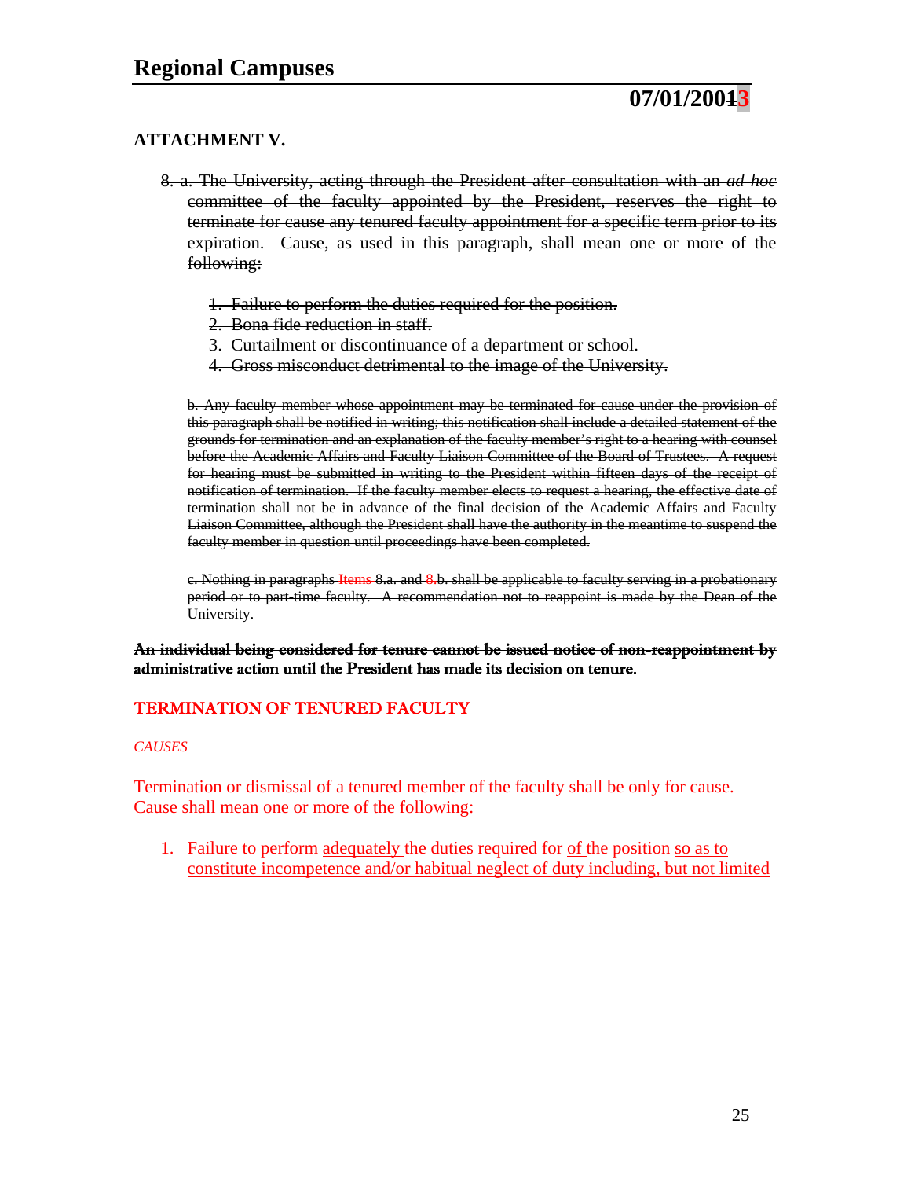## ATTACHMENT V.

~~8. a. The University, acting through the President after consultation with an *ad hoc* committee of the faculty appointed by the President, reserves the right to terminate for cause any tenured faculty appointment for a specific term prior to its expiration. Cause, as used in this paragraph, shall mean one or more of the following:~~

~~1. Failure to perform the duties required for the position.~~
~~2. Bona fide reduction in staff.~~
~~3. Curtailment or discontinuance of a department or school.~~
~~4. Gross misconduct detrimental to the image of the University.~~

~~b. Any faculty member whose appointment may be terminated for cause under the provision of this paragraph shall be notified in writing; this notification shall include a detailed statement of the grounds for termination and an explanation of the faculty member's right to a hearing with counsel before the Academic Affairs and Faculty Liaison Committee of the Board of Trustees. A request for hearing must be submitted in writing to the President within fifteen days of the receipt of notification of termination. If the faculty member elects to request a hearing, the effective date of termination shall not be in advance of the final decision of the Academic Affairs and Faculty Liaison Committee, although the President shall have the authority in the meantime to suspend the faculty member in question until proceedings have been completed.~~

~~c. Nothing in paragraphs Items 8.a. and 8.b. shall be applicable to faculty serving in a probationary period or to part-time faculty. A recommendation not to reappoint is made by the Dean of the University.~~

~~**An individual being considered for tenure cannot be issued notice of non-reappointment by administrative action until the President has made its decision on tenure.**~~

### TERMINATION OF TENURED FACULTY

*CAUSES*

Termination or dismissal of a tenured member of the faculty shall be only for cause. Cause shall mean one or more of the following:

1. Failure to perform adequately the duties ~~required for~~ of the position so as to constitute incompetence and/or habitual neglect of duty including, but not limited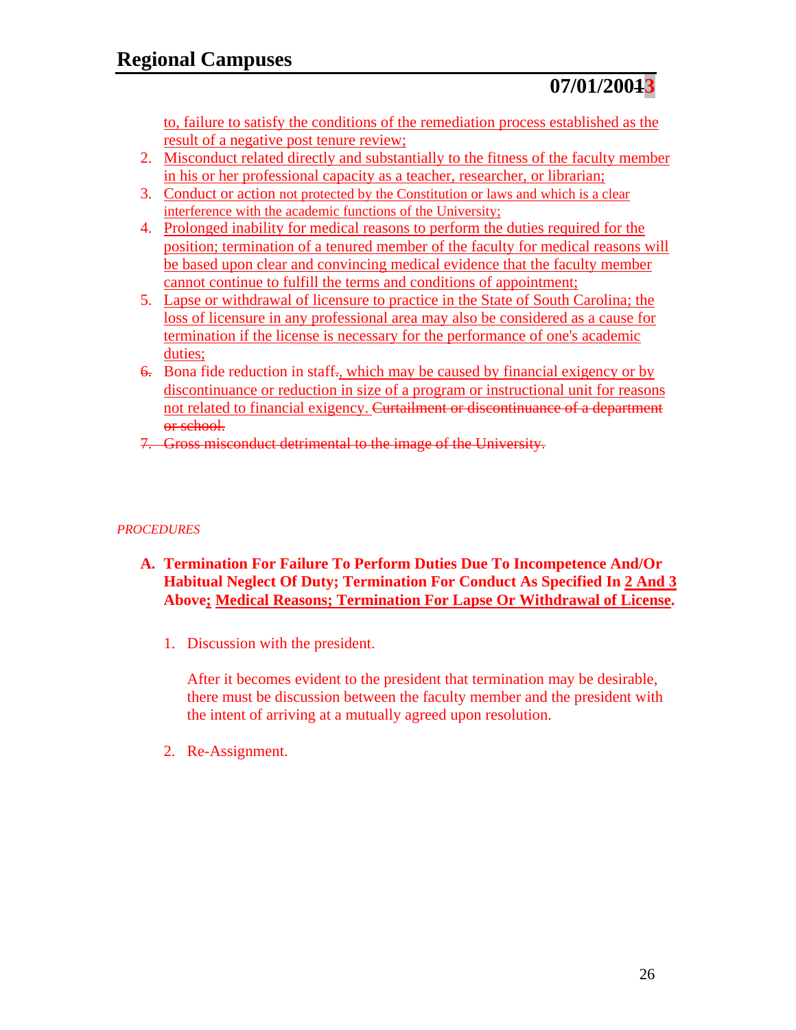to, failure to satisfy the conditions of the remediation process established as the result of a negative post tenure review;

2. Misconduct related directly and substantially to the fitness of the faculty member in his or her professional capacity as a teacher, researcher, or librarian;
3. Conduct or action not protected by the Constitution or laws and which is a clear interference with the academic functions of the University;
4. Prolonged inability for medical reasons to perform the duties required for the position; termination of a tenured member of the faculty for medical reasons will be based upon clear and convincing medical evidence that the faculty member cannot continue to fulfill the terms and conditions of appointment;
5. Lapse or withdrawal of licensure to practice in the State of South Carolina; the loss of licensure in any professional area may also be considered as a cause for termination if the license is necessary for the performance of one's academic duties;
6. Bona fide reduction in staff.,which may be caused by financial exigency or by discontinuance or reduction in size of a program or instructional unit for reasons not related to financial exigency. ~~Curtailment or discontinuance of a department or school.~~
7. ~~Gross misconduct detrimental to the image of the University.~~

*PROCEDURES*

**A. Termination For Failure To Perform Duties Due To Incompetence And/Or Habitual Neglect Of Duty; Termination For Conduct As Specified In 2 And 3 Above; Medical Reasons; Termination For Lapse Or Withdrawal of License.**

1. Discussion with the president.

   After it becomes evident to the president that termination may be desirable, there must be discussion between the faculty member and the president with the intent of arriving at a mutually agreed upon resolution.

2. Re-Assignment.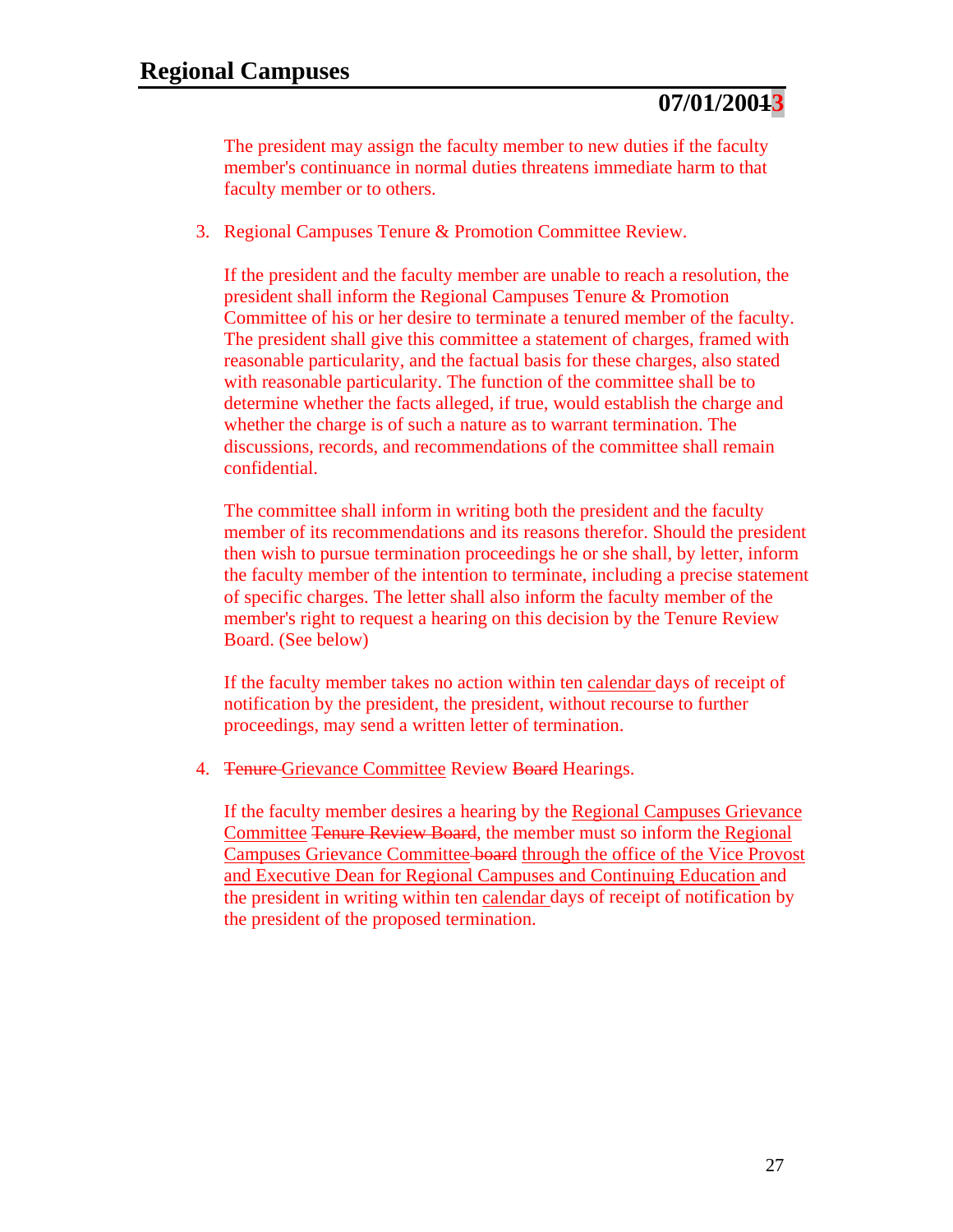The president may assign the faculty member to new duties if the faculty member's continuance in normal duties threatens immediate harm to that faculty member or to others.

3. Regional Campuses Tenure & Promotion Committee Review.

   If the president and the faculty member are unable to reach a resolution, the president shall inform the Regional Campuses Tenure & Promotion Committee of his or her desire to terminate a tenured member of the faculty. The president shall give this committee a statement of charges, framed with reasonable particularity, and the factual basis for these charges, also stated with reasonable particularity. The function of the committee shall be to determine whether the facts alleged, if true, would establish the charge and whether the charge is of such a nature as to warrant termination. The discussions, records, and recommendations of the committee shall remain confidential.

   The committee shall inform in writing both the president and the faculty member of its recommendations and its reasons therefor. Should the president then wish to pursue termination proceedings he or she shall, by letter, inform the faculty member of the intention to terminate, including a precise statement of specific charges. The letter shall also inform the faculty member of the member's right to request a hearing on this decision by the Tenure Review Board. (See below)

   If the faculty member takes no action within ten calendar days of receipt of notification by the president, the president, without recourse to further proceedings, may send a written letter of termination.

4. ~~Tenure~~ Grievance Committee Review ~~Board~~ Hearings.

   If the faculty member desires a hearing by the Regional Campuses Grievance Committee ~~Tenure Review Board~~, the member must so inform the Regional Campuses Grievance Committee ~~board~~ through the office of the Vice Provost and Executive Dean for Regional Campuses and Continuing Education and the president in writing within ten calendar days of receipt of notification by the president of the proposed termination.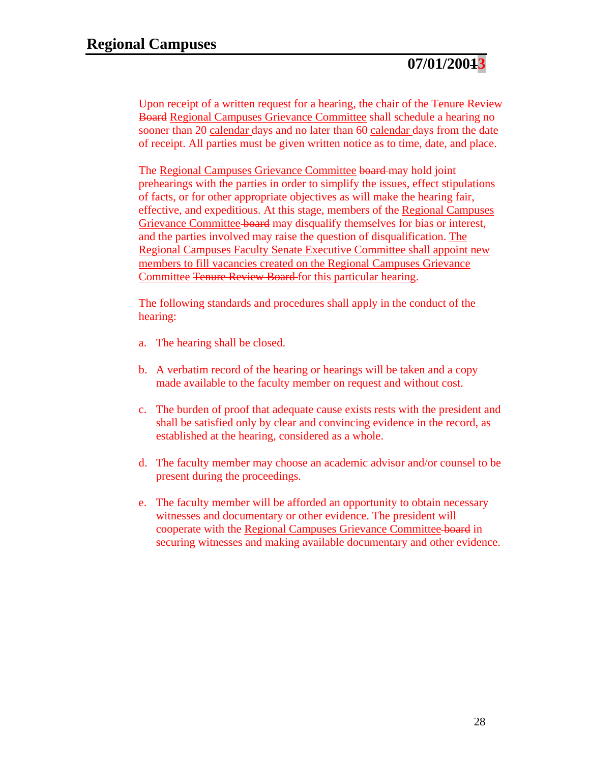Upon receipt of a written request for a hearing, the chair of the ~~Tenure Review Board~~ Regional Campuses Grievance Committee shall schedule a hearing no sooner than 20 calendar days and no later than 60 calendar days from the date of receipt. All parties must be given written notice as to time, date, and place.

The Regional Campuses Grievance Committee ~~board~~ may hold joint prehearings with the parties in order to simplify the issues, effect stipulations of facts, or for other appropriate objectives as will make the hearing fair, effective, and expeditious. At this stage, members of the Regional Campuses Grievance Committee ~~board~~ may disqualify themselves for bias or interest, and the parties involved may raise the question of disqualification. The Regional Campuses Faculty Senate Executive Committee shall appoint new members to fill vacancies created on the Regional Campuses Grievance Committee ~~Tenure Review Board~~ for this particular hearing.

The following standards and procedures shall apply in the conduct of the hearing:

a. The hearing shall be closed.

b. A verbatim record of the hearing or hearings will be taken and a copy made available to the faculty member on request and without cost.

c. The burden of proof that adequate cause exists rests with the president and shall be satisfied only by clear and convincing evidence in the record, as established at the hearing, considered as a whole.

d. The faculty member may choose an academic advisor and/or counsel to be present during the proceedings.

e. The faculty member will be afforded an opportunity to obtain necessary witnesses and documentary or other evidence. The president will cooperate with the Regional Campuses Grievance Committee ~~board~~ in securing witnesses and making available documentary and other evidence.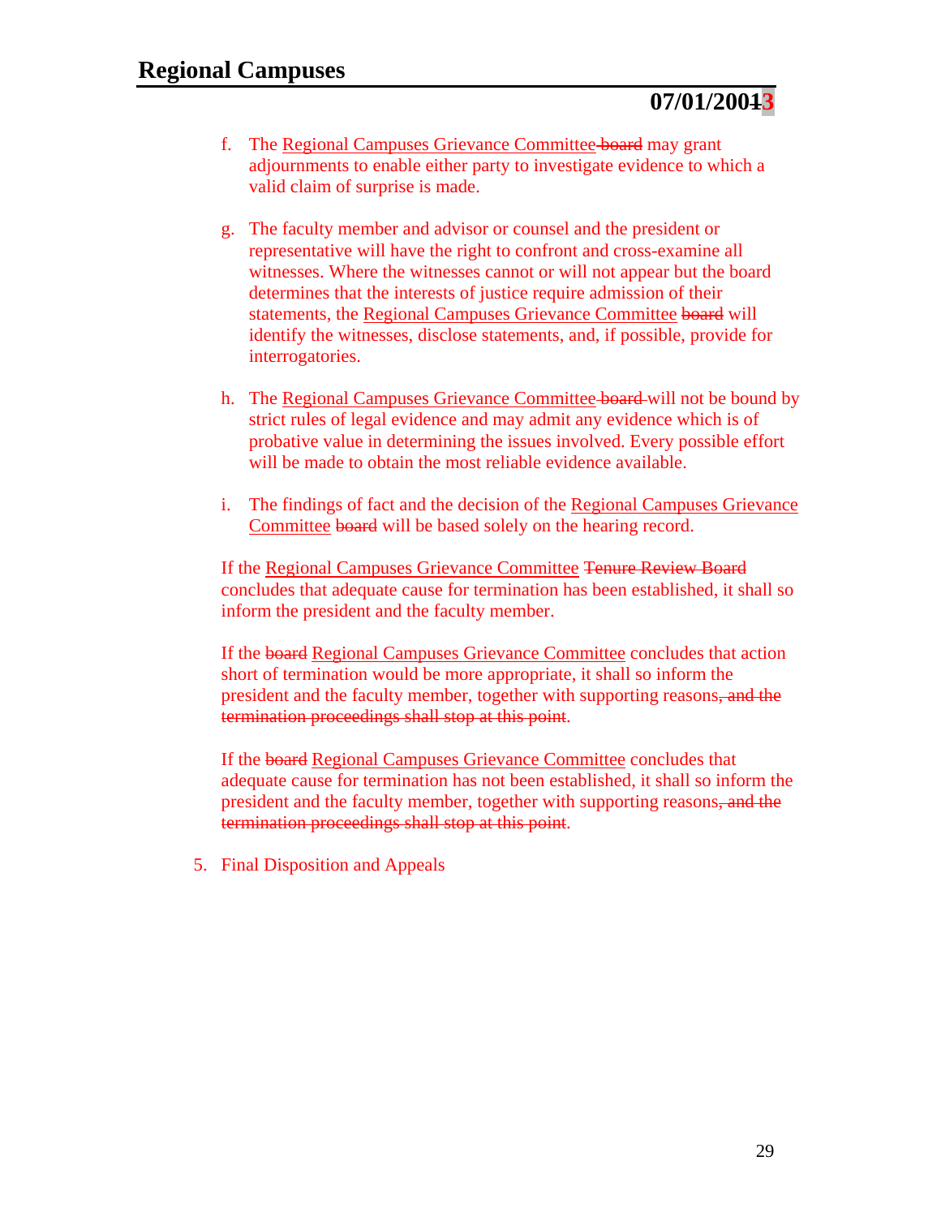f. The Regional Campuses Grievance Committee ~~board~~ may grant adjournments to enable either party to investigate evidence to which a valid claim of surprise is made.

g. The faculty member and advisor or counsel and the president or representative will have the right to confront and cross-examine all witnesses. Where the witnesses cannot or will not appear but the board determines that the interests of justice require admission of their statements, the Regional Campuses Grievance Committee ~~board~~ will identify the witnesses, disclose statements, and, if possible, provide for interrogatories.

h. The Regional Campuses Grievance Committee ~~board~~ will not be bound by strict rules of legal evidence and may admit any evidence which is of probative value in determining the issues involved. Every possible effort will be made to obtain the most reliable evidence available.

i. The findings of fact and the decision of the Regional Campuses Grievance Committee ~~board~~ will be based solely on the hearing record.

If the Regional Campuses Grievance Committee ~~Tenure Review Board~~ concludes that adequate cause for termination has been established, it shall so inform the president and the faculty member.

If the ~~board~~ Regional Campuses Grievance Committee concludes that action short of termination would be more appropriate, it shall so inform the president and the faculty member, together with supporting reasons~~, and the termination proceedings shall stop at this point~~.

If the ~~board~~ Regional Campuses Grievance Committee concludes that adequate cause for termination has not been established, it shall so inform the president and the faculty member, together with supporting reasons~~, and the termination proceedings shall stop at this point~~.

5. Final Disposition and Appeals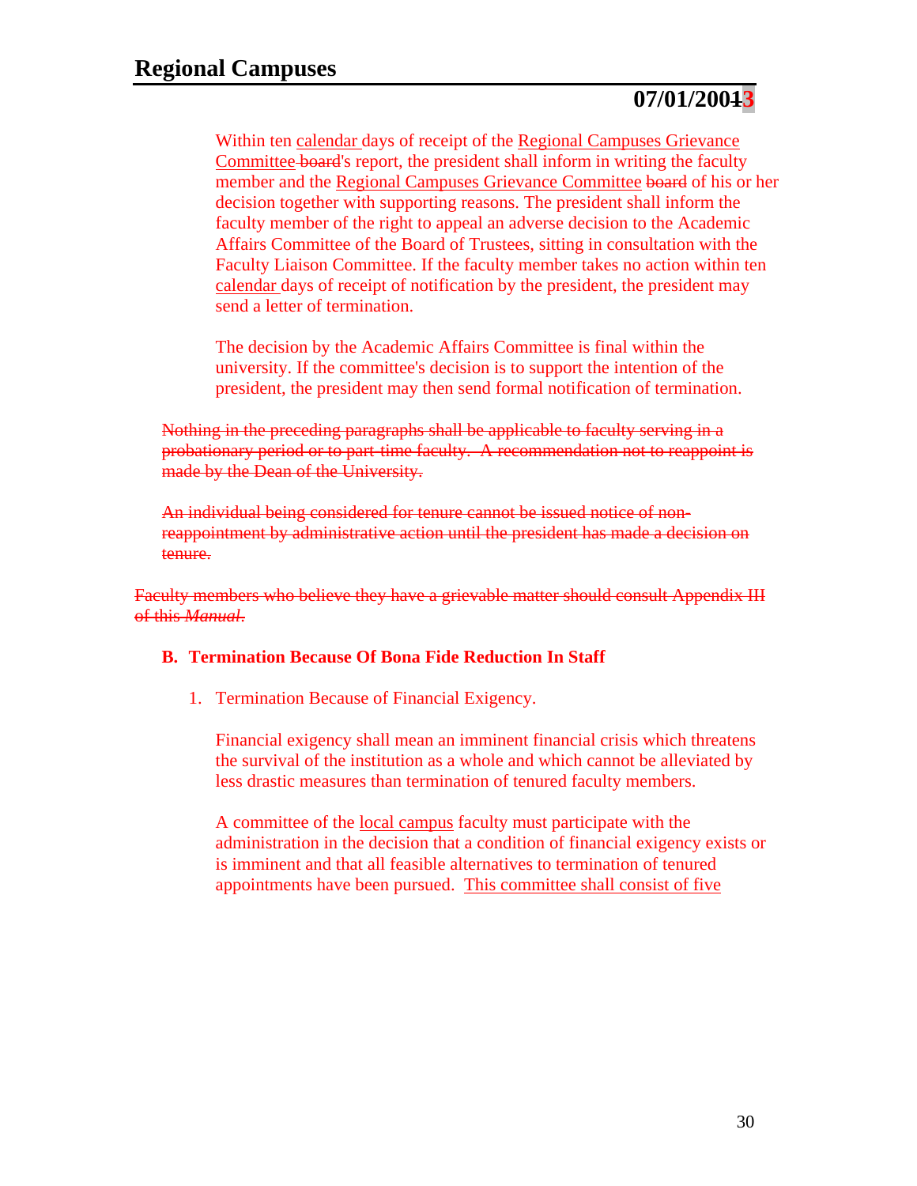Within ten calendar days of receipt of the Regional Campuses Grievance Committee board's report, the president shall inform in writing the faculty member and the Regional Campuses Grievance Committee board of his or her decision together with supporting reasons. The president shall inform the faculty member of the right to appeal an adverse decision to the Academic Affairs Committee of the Board of Trustees, sitting in consultation with the Faculty Liaison Committee. If the faculty member takes no action within ten calendar days of receipt of notification by the president, the president may send a letter of termination.

The decision by the Academic Affairs Committee is final within the university. If the committee's decision is to support the intention of the president, the president may then send formal notification of termination.

~~Nothing in the preceding paragraphs shall be applicable to faculty serving in a probationary period or to part-time faculty. A recommendation not to reappoint is made by the Dean of the University.~~

~~An individual being considered for tenure cannot be issued notice of non-reappointment by administrative action until the president has made a decision on tenure.~~

~~Faculty members who believe they have a grievable matter should consult Appendix III of this *Manual*.~~

### B. Termination Because Of Bona Fide Reduction In Staff

1. Termination Because of Financial Exigency.

   Financial exigency shall mean an imminent financial crisis which threatens the survival of the institution as a whole and which cannot be alleviated by less drastic measures than termination of tenured faculty members.

   A committee of the local campus faculty must participate with the administration in the decision that a condition of financial exigency exists or is imminent and that all feasible alternatives to termination of tenured appointments have been pursued. This committee shall consist of five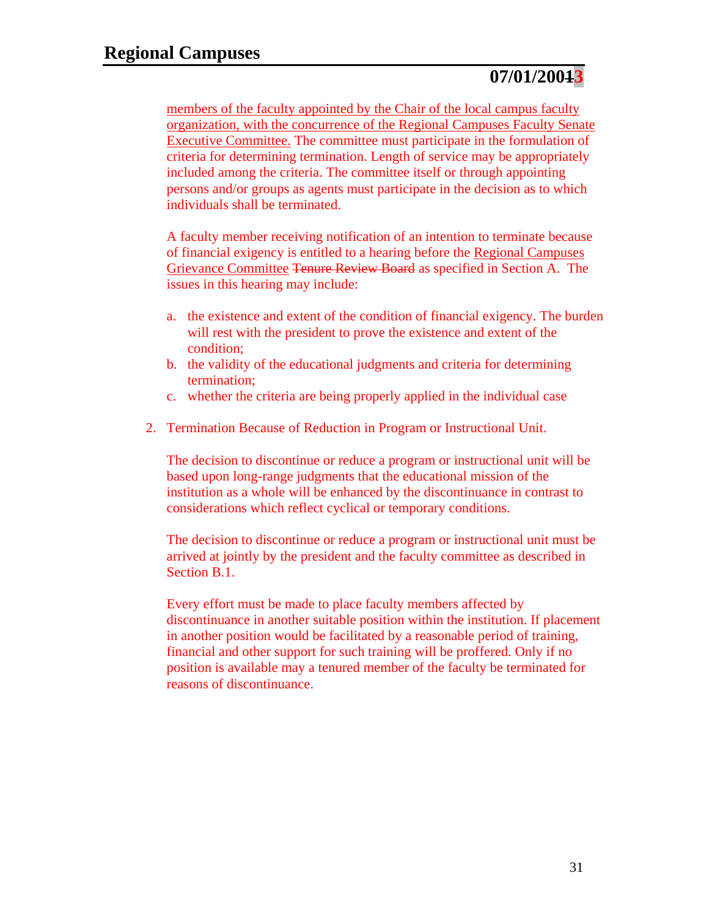members of the faculty appointed by the Chair of the local campus faculty organization, with the concurrence of the Regional Campuses Faculty Senate Executive Committee. The committee must participate in the formulation of criteria for determining termination. Length of service may be appropriately included among the criteria. The committee itself or through appointing persons and/or groups as agents must participate in the decision as to which individuals shall be terminated.

A faculty member receiving notification of an intention to terminate because of financial exigency is entitled to a hearing before the Regional Campuses Grievance Committee ~~Tenure Review Board~~ as specified in Section A. The issues in this hearing may include:

a. the existence and extent of the condition of financial exigency. The burden will rest with the president to prove the existence and extent of the condition;
b. the validity of the educational judgments and criteria for determining termination;
c. whether the criteria are being properly applied in the individual case

2. Termination Because of Reduction in Program or Instructional Unit.

   The decision to discontinue or reduce a program or instructional unit will be based upon long-range judgments that the educational mission of the institution as a whole will be enhanced by the discontinuance in contrast to considerations which reflect cyclical or temporary conditions.

   The decision to discontinue or reduce a program or instructional unit must be arrived at jointly by the president and the faculty committee as described in Section B.1.

   Every effort must be made to place faculty members affected by discontinuance in another suitable position within the institution. If placement in another position would be facilitated by a reasonable period of training, financial and other support for such training will be proffered. Only if no position is available may a tenured member of the faculty be terminated for reasons of discontinuance.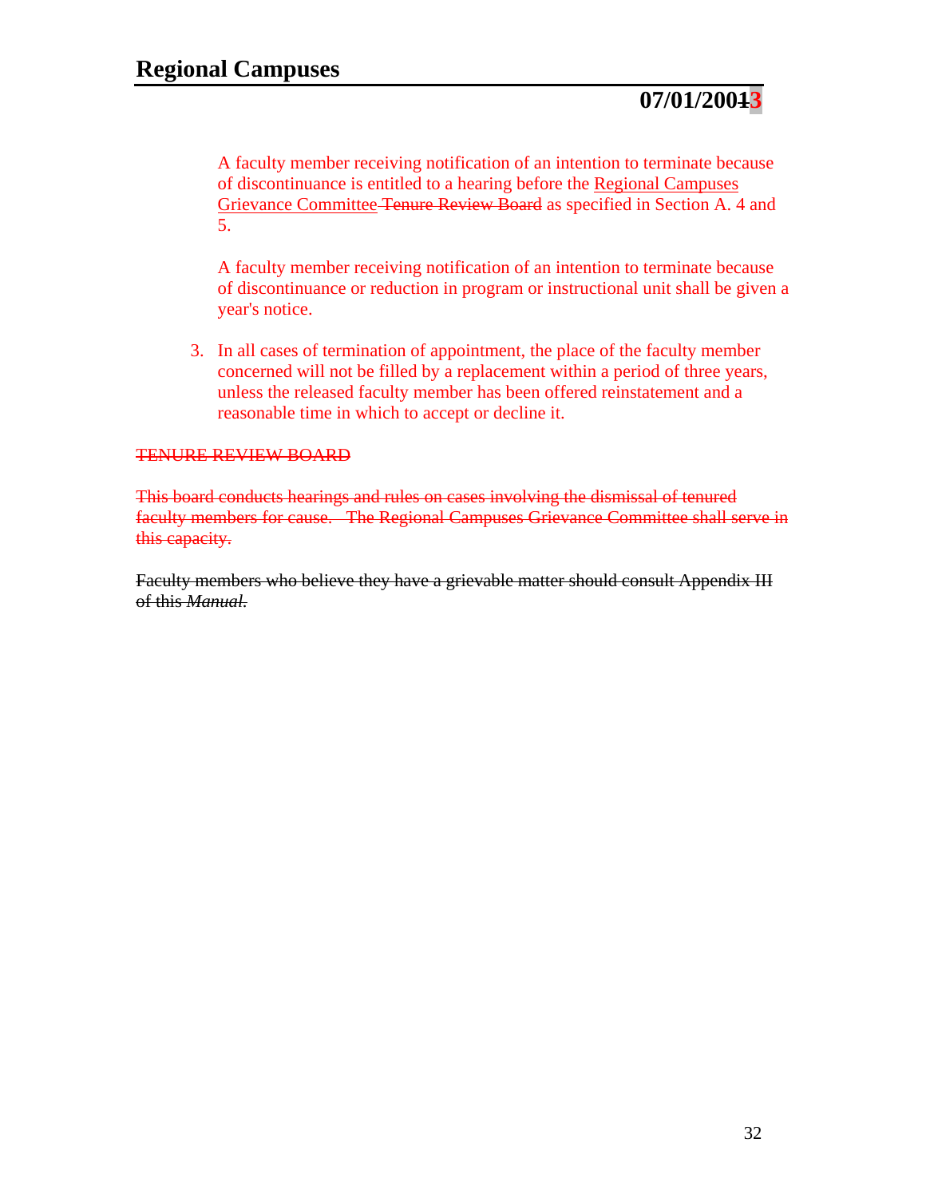A faculty member receiving notification of an intention to terminate because of discontinuance is entitled to a hearing before the Regional Campuses Grievance Committee ~~Tenure Review Board~~ as specified in Section A. 4 and 5.

A faculty member receiving notification of an intention to terminate because of discontinuance or reduction in program or instructional unit shall be given a year's notice.

3. In all cases of termination of appointment, the place of the faculty member concerned will not be filled by a replacement within a period of three years, unless the released faculty member has been offered reinstatement and a reasonable time in which to accept or decline it.

~~TENURE REVIEW BOARD~~

~~This board conducts hearings and rules on cases involving the dismissal of tenured faculty members for cause. The Regional Campuses Grievance Committee shall serve in this capacity.~~

~~Faculty members who believe they have a grievable matter should consult Appendix III of this *Manual*.~~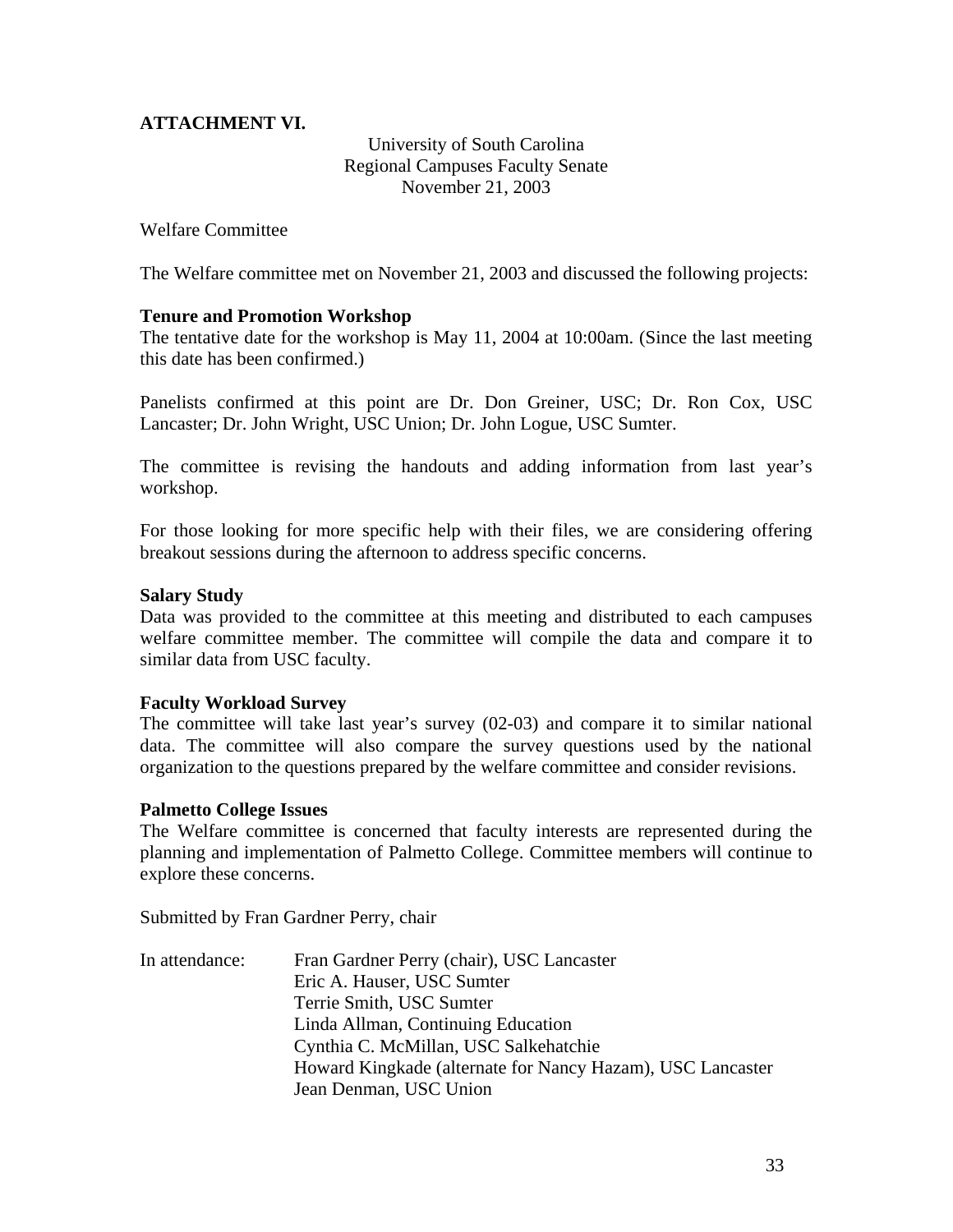**ATTACHMENT VI.**

University of South Carolina
Regional Campuses Faculty Senate
November 21, 2003

Welfare Committee

The Welfare committee met on November 21, 2003 and discussed the following projects:

**Tenure and Promotion Workshop**

The tentative date for the workshop is May 11, 2004 at 10:00am. (Since the last meeting this date has been confirmed.)

Panelists confirmed at this point are Dr. Don Greiner, USC; Dr. Ron Cox, USC Lancaster; Dr. John Wright, USC Union; Dr. John Logue, USC Sumter.

The committee is revising the handouts and adding information from last year's workshop.

For those looking for more specific help with their files, we are considering offering breakout sessions during the afternoon to address specific concerns.

**Salary Study**

Data was provided to the committee at this meeting and distributed to each campuses welfare committee member. The committee will compile the data and compare it to similar data from USC faculty.

**Faculty Workload Survey**

The committee will take last year's survey (02-03) and compare it to similar national data. The committee will also compare the survey questions used by the national organization to the questions prepared by the welfare committee and consider revisions.

**Palmetto College Issues**

The Welfare committee is concerned that faculty interests are represented during the planning and implementation of Palmetto College. Committee members will continue to explore these concerns.

Submitted by Fran Gardner Perry, chair

In attendance:

Fran Gardner Perry (chair), USC Lancaster
Eric A. Hauser, USC Sumter
Terrie Smith, USC Sumter
Linda Allman, Continuing Education
Cynthia C. McMillan, USC Salkehatchie
Howard Kingkade (alternate for Nancy Hazam), USC Lancaster
Jean Denman, USC Union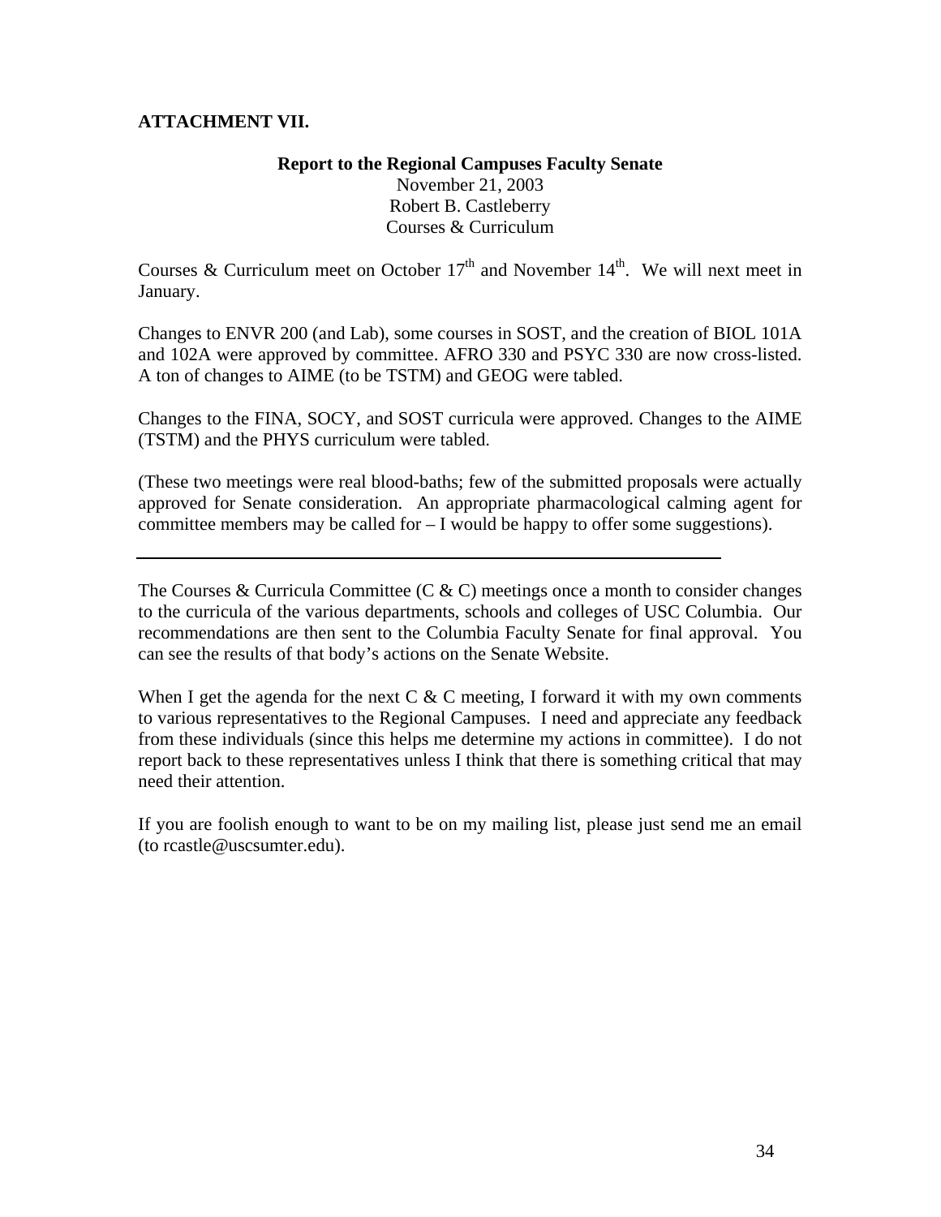**ATTACHMENT VII.**

**Report to the Regional Campuses Faculty Senate**

November 21, 2003
Robert B. Castleberry
Courses & Curriculum

Courses & Curriculum meet on October 17th and November 14th. We will next meet in January.

Changes to ENVR 200 (and Lab), some courses in SOST, and the creation of BIOL 101A and 102A were approved by committee. AFRO 330 and PSYC 330 are now cross-listed. A ton of changes to AIME (to be TSTM) and GEOG were tabled.

Changes to the FINA, SOCY, and SOST curricula were approved. Changes to the AIME (TSTM) and the PHYS curriculum were tabled.

(These two meetings were real blood-baths; few of the submitted proposals were actually approved for Senate consideration. An appropriate pharmacological calming agent for committee members may be called for – I would be happy to offer some suggestions).

---

The Courses & Curricula Committee (C & C) meetings once a month to consider changes to the curricula of the various departments, schools and colleges of USC Columbia. Our recommendations are then sent to the Columbia Faculty Senate for final approval. You can see the results of that body's actions on the Senate Website.

When I get the agenda for the next C & C meeting, I forward it with my own comments to various representatives to the Regional Campuses. I need and appreciate any feedback from these individuals (since this helps me determine my actions in committee). I do not report back to these representatives unless I think that there is something critical that may need their attention.

If you are foolish enough to want to be on my mailing list, please just send me an email (to rcastle@uscsumter.edu).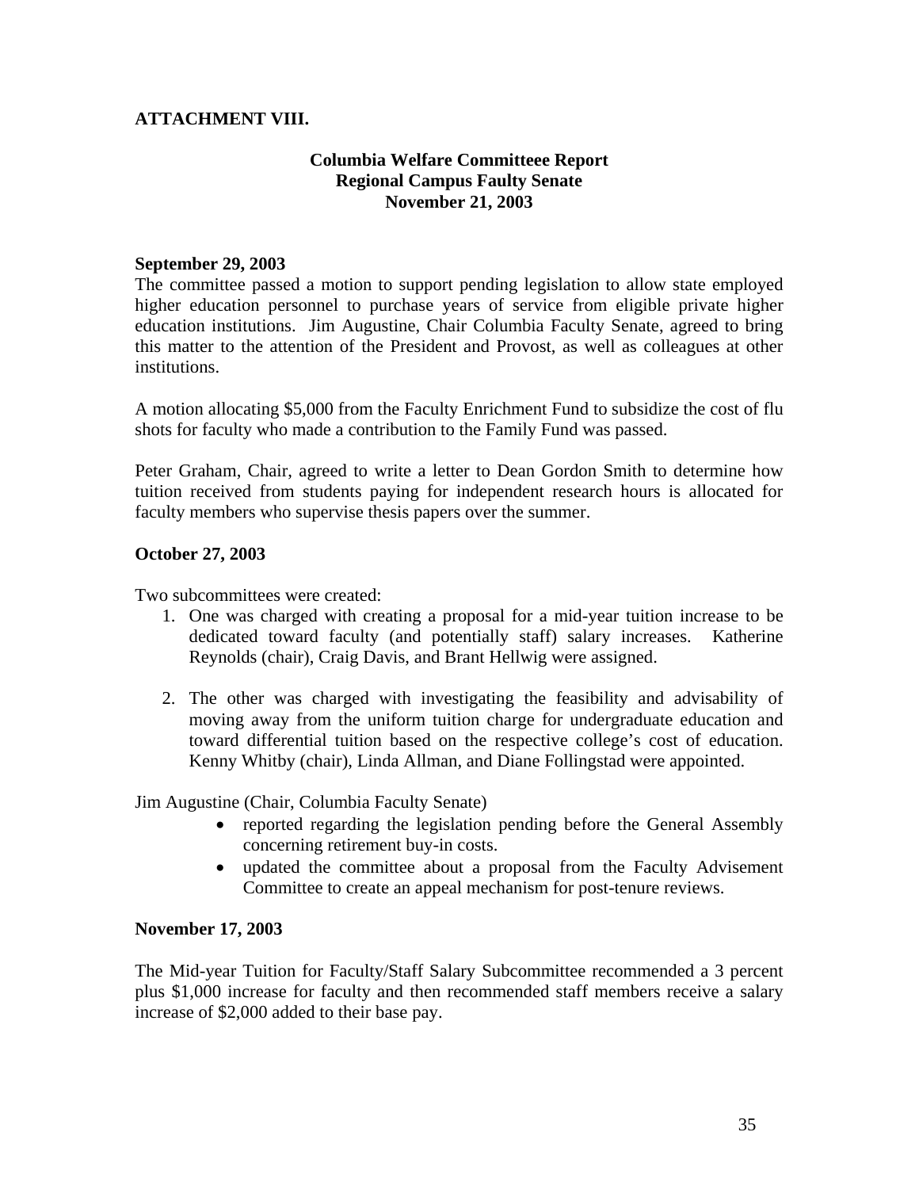**ATTACHMENT VIII.**

**Columbia Welfare Committeee Report**
**Regional Campus Faulty Senate**
**November 21, 2003**

**September 29, 2003**

The committee passed a motion to support pending legislation to allow state employed higher education personnel to purchase years of service from eligible private higher education institutions. Jim Augustine, Chair Columbia Faculty Senate, agreed to bring this matter to the attention of the President and Provost, as well as colleagues at other institutions.

A motion allocating $5,000 from the Faculty Enrichment Fund to subsidize the cost of flu shots for faculty who made a contribution to the Family Fund was passed.

Peter Graham, Chair, agreed to write a letter to Dean Gordon Smith to determine how tuition received from students paying for independent research hours is allocated for faculty members who supervise thesis papers over the summer.

**October 27, 2003**

Two subcommittees were created:

1. One was charged with creating a proposal for a mid-year tuition increase to be dedicated toward faculty (and potentially staff) salary increases. Katherine Reynolds (chair), Craig Davis, and Brant Hellwig were assigned.

2. The other was charged with investigating the feasibility and advisability of moving away from the uniform tuition charge for undergraduate education and toward differential tuition based on the respective college's cost of education. Kenny Whitby (chair), Linda Allman, and Diane Follingstad were appointed.

Jim Augustine (Chair, Columbia Faculty Senate)

- reported regarding the legislation pending before the General Assembly concerning retirement buy-in costs.
- updated the committee about a proposal from the Faculty Advisement Committee to create an appeal mechanism for post-tenure reviews.

**November 17, 2003**

The Mid-year Tuition for Faculty/Staff Salary Subcommittee recommended a 3 percent plus $1,000 increase for faculty and then recommended staff members receive a salary increase of $2,000 added to their base pay.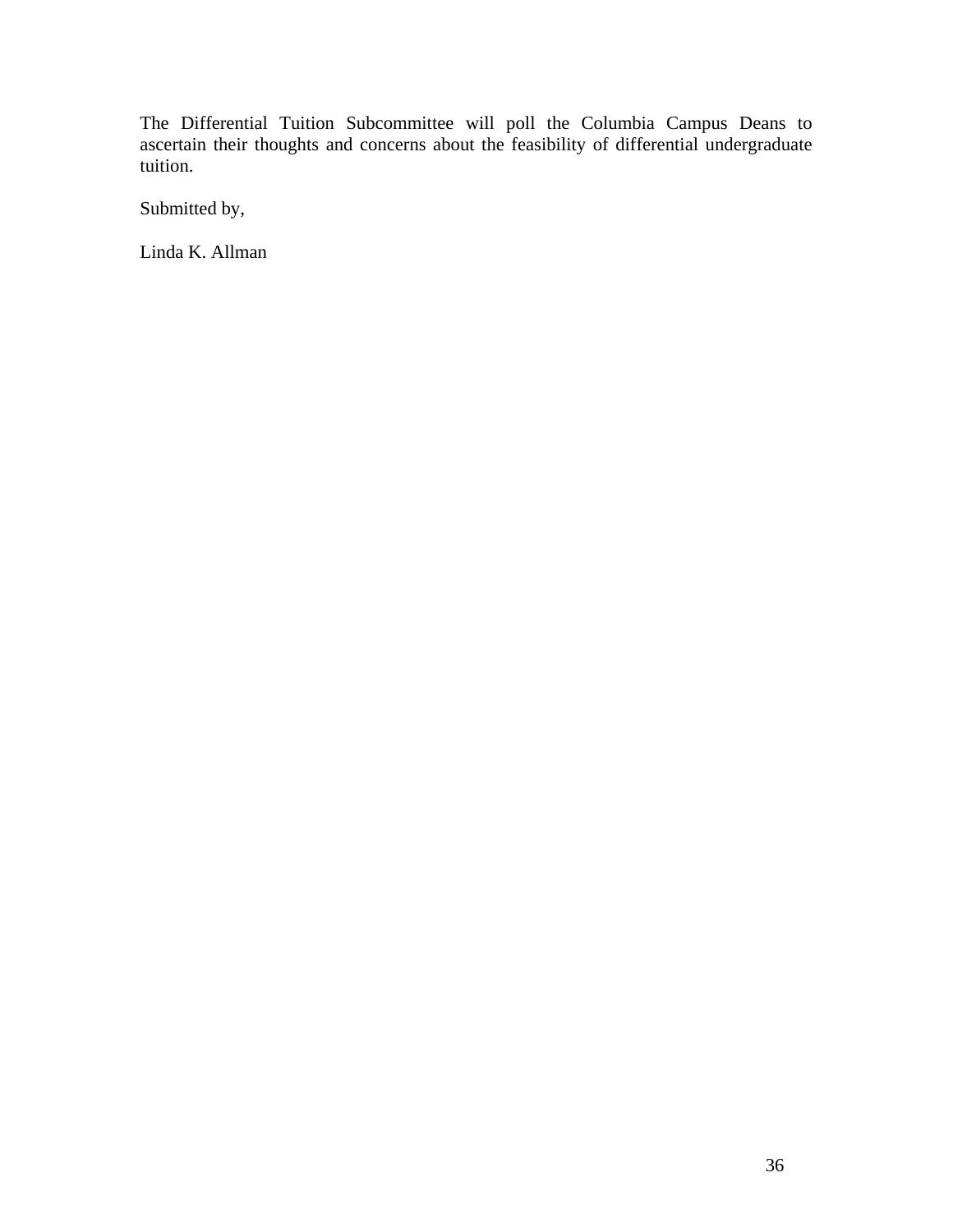The Differential Tuition Subcommittee will poll the Columbia Campus Deans to ascertain their thoughts and concerns about the feasibility of differential undergraduate tuition.

Submitted by,

Linda K. Allman